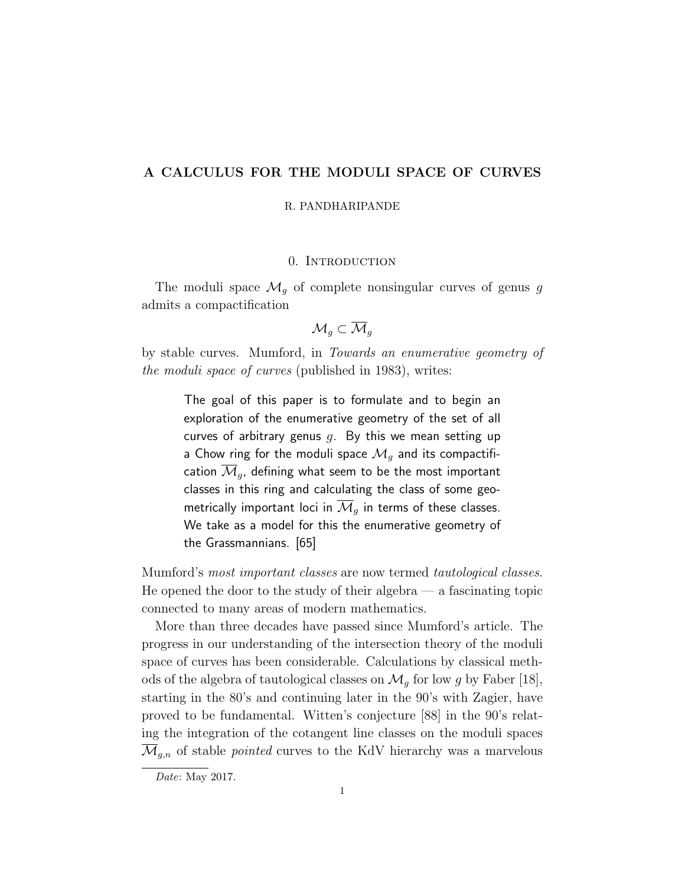# A CALCULUS FOR THE MODULI SPACE OF CURVES

R. PANDHARIPANDE

## 0. Introduction

The moduli space $\mathcal{M}_g$ of complete nonsingular curves of genus $g$ admits a compactification

$$\mathcal{M}_g \subset \overline{\mathcal{M}}_g$$

by stable curves. Mumford, in *Towards an enumerative geometry of the moduli space of curves* (published in 1983), writes:

> The goal of this paper is to formulate and to begin an exploration of the enumerative geometry of the set of all curves of arbitrary genus $g$. By this we mean setting up a Chow ring for the moduli space $\mathcal{M}_g$ and its compactification $\overline{\mathcal{M}}_g$, defining what seem to be the most important classes in this ring and calculating the class of some geometrically important loci in $\overline{\mathcal{M}}_g$ in terms of these classes. We take as a model for this the enumerative geometry of the Grassmannians. [65]

Mumford's *most important classes* are now termed *tautological classes*. He opened the door to the study of their algebra — a fascinating topic connected to many areas of modern mathematics.

More than three decades have passed since Mumford's article. The progress in our understanding of the intersection theory of the moduli space of curves has been considerable. Calculations by classical methods of the algebra of tautological classes on $\mathcal{M}_g$ for low $g$ by Faber [18], starting in the 80's and continuing later in the 90's with Zagier, have proved to be fundamental. Witten's conjecture [88] in the 90's relating the integration of the cotangent line classes on the moduli spaces $\overline{\mathcal{M}}_{g,n}$ of stable *pointed* curves to the KdV hierarchy was a marvelous

*Date*: May 2017.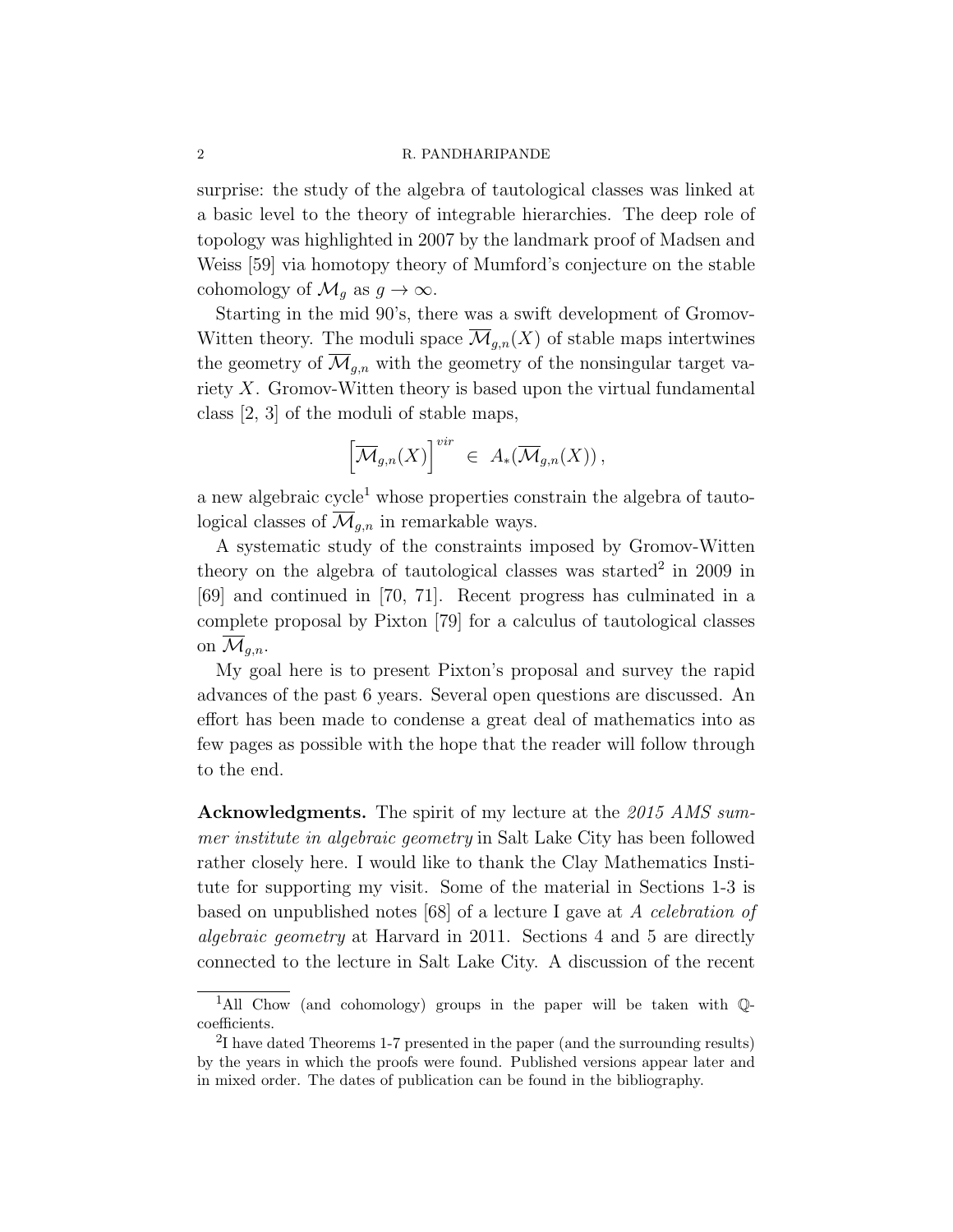surprise: the study of the algebra of tautological classes was linked at a basic level to the theory of integrable hierarchies. The deep role of topology was highlighted in 2007 by the landmark proof of Madsen and Weiss [59] via homotopy theory of Mumford's conjecture on the stable cohomology of $\mathcal{M}_g$ as $g \to \infty$.

Starting in the mid 90's, there was a swift development of Gromov-Witten theory. The moduli space $\overline{\mathcal{M}}_{g,n}(X)$ of stable maps intertwines the geometry of $\overline{\mathcal{M}}_{g,n}$ with the geometry of the nonsingular target variety $X$. Gromov-Witten theory is based upon the virtual fundamental class [2, 3] of the moduli of stable maps,

$$\left[\overline{\mathcal{M}}_{g,n}(X)\right]^{vir} \in A_*(\overline{\mathcal{M}}_{g,n}(X)),$$

a new algebraic cycle[1] whose properties constrain the algebra of tautological classes of $\overline{\mathcal{M}}_{g,n}$ in remarkable ways.

A systematic study of the constraints imposed by Gromov-Witten theory on the algebra of tautological classes was started[2] in 2009 in [69] and continued in [70, 71]. Recent progress has culminated in a complete proposal by Pixton [79] for a calculus of tautological classes on $\overline{\mathcal{M}}_{g,n}$.

My goal here is to present Pixton's proposal and survey the rapid advances of the past 6 years. Several open questions are discussed. An effort has been made to condense a great deal of mathematics into as few pages as possible with the hope that the reader will follow through to the end.

**Acknowledgments.** The spirit of my lecture at the *2015 AMS summer institute in algebraic geometry* in Salt Lake City has been followed rather closely here. I would like to thank the Clay Mathematics Institute for supporting my visit. Some of the material in Sections 1-3 is based on unpublished notes [68] of a lecture I gave at *A celebration of algebraic geometry* at Harvard in 2011. Sections 4 and 5 are directly connected to the lecture in Salt Lake City. A discussion of the recent

---

[1] All Chow (and cohomology) groups in the paper will be taken with $\mathbb{Q}$-coefficients.

[2] I have dated Theorems 1-7 presented in the paper (and the surrounding results) by the years in which the proofs were found. Published versions appear later and in mixed order. The dates of publication can be found in the bibliography.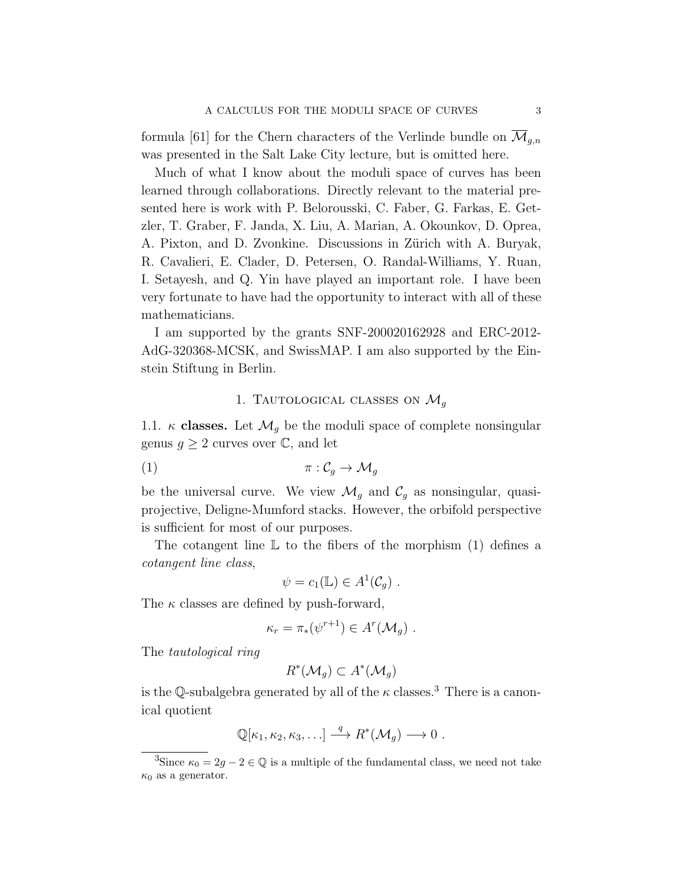formula [61] for the Chern characters of the Verlinde bundle on $\overline{\mathcal{M}}_{g,n}$ was presented in the Salt Lake City lecture, but is omitted here.

Much of what I know about the moduli space of curves has been learned through collaborations. Directly relevant to the material presented here is work with P. Belorousski, C. Faber, G. Farkas, E. Getzler, T. Graber, F. Janda, X. Liu, A. Marian, A. Okounkov, D. Oprea, A. Pixton, and D. Zvonkine. Discussions in Zürich with A. Buryak, R. Cavalieri, E. Clader, D. Petersen, O. Randal-Williams, Y. Ruan, I. Setayesh, and Q. Yin have played an important role. I have been very fortunate to have had the opportunity to interact with all of these mathematicians.

I am supported by the grants SNF-200020162928 and ERC-2012-AdG-320368-MCSK, and SwissMAP. I am also supported by the Einstein Stiftung in Berlin.

## 1. Tautological classes on $\mathcal{M}_g$

**1.1. $\kappa$ classes.** Let $\mathcal{M}_g$ be the moduli space of complete nonsingular genus $g \geq 2$ curves over $\mathbb{C}$, and let

$$\pi : \mathcal{C}_g \to \mathcal{M}_g \tag{1}$$

be the universal curve. We view $\mathcal{M}_g$ and $\mathcal{C}_g$ as nonsingular, quasi-projective, Deligne-Mumford stacks. However, the orbifold perspective is sufficient for most of our purposes.

The cotangent line $\mathbb{L}$ to the fibers of the morphism (1) defines a *cotangent line class*,

$$\psi = c_1(\mathbb{L}) \in A^1(\mathcal{C}_g) \ .$$

The $\kappa$ classes are defined by push-forward,

$$\kappa_r = \pi_*(\psi^{r+1}) \in A^r(\mathcal{M}_g) \ .$$

The *tautological ring*

$$R^*(\mathcal{M}_g) \subset A^*(\mathcal{M}_g)$$

is the $\mathbb{Q}$-subalgebra generated by all of the $\kappa$ classes.[3] There is a canonical quotient

$$\mathbb{Q}[\kappa_1, \kappa_2, \kappa_3, \ldots] \xrightarrow{\ q\ } R^*(\mathcal{M}_g) \longrightarrow 0 \ .$$

[3] Since $\kappa_0 = 2g - 2 \in \mathbb{Q}$ is a multiple of the fundamental class, we need not take $\kappa_0$ as a generator.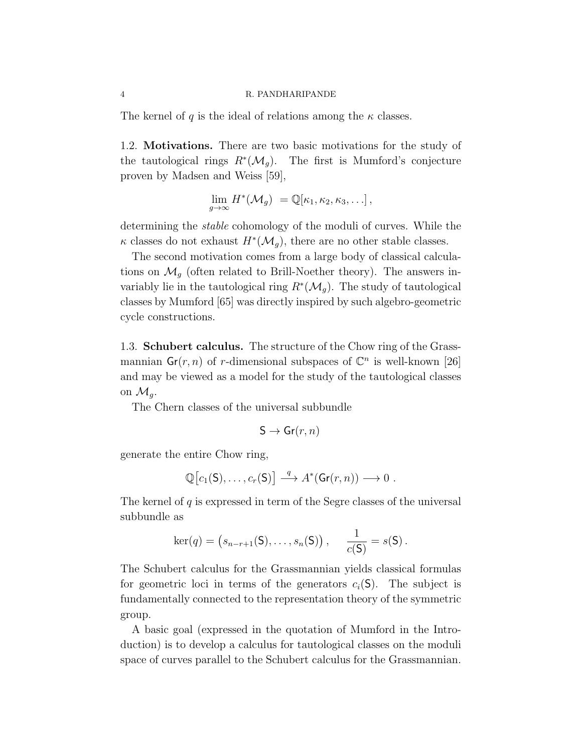The kernel of $q$ is the ideal of relations among the $\kappa$ classes.

### 1.2. Motivations.

There are two basic motivations for the study of the tautological rings $R^*(\mathcal{M}_g)$. The first is Mumford's conjecture proven by Madsen and Weiss [59],

$$\lim_{g \to \infty} H^*(\mathcal{M}_g) \ = \mathbb{Q}[\kappa_1, \kappa_2, \kappa_3, \ldots]\,,$$

determining the *stable* cohomology of the moduli of curves. While the $\kappa$ classes do not exhaust $H^*(\mathcal{M}_g)$, there are no other stable classes.

The second motivation comes from a large body of classical calculations on $\mathcal{M}_g$ (often related to Brill-Noether theory). The answers invariably lie in the tautological ring $R^*(\mathcal{M}_g)$. The study of tautological classes by Mumford [65] was directly inspired by such algebro-geometric cycle constructions.

### 1.3. Schubert calculus.

The structure of the Chow ring of the Grassmannian $\mathsf{Gr}(r,n)$ of $r$-dimensional subspaces of $\mathbb{C}^n$ is well-known [26] and may be viewed as a model for the study of the tautological classes on $\mathcal{M}_g$.

The Chern classes of the universal subbundle

$$\mathsf{S} \to \mathsf{Gr}(r,n)$$

generate the entire Chow ring,

$$\mathbb{Q}\big[c_1(\mathsf{S}), \ldots, c_r(\mathsf{S})\big] \stackrel{q}{\longrightarrow} A^*(\mathsf{Gr}(r,n)) \longrightarrow 0\ .$$

The kernel of $q$ is expressed in term of the Segre classes of the universal subbundle as

$$\ker(q) = \big(s_{n-r+1}(\mathsf{S}), \ldots, s_n(\mathsf{S})\big)\,, \qquad \frac{1}{c(\mathsf{S})} = s(\mathsf{S})\,.$$

The Schubert calculus for the Grassmannian yields classical formulas for geometric loci in terms of the generators $c_i(\mathsf{S})$. The subject is fundamentally connected to the representation theory of the symmetric group.

A basic goal (expressed in the quotation of Mumford in the Introduction) is to develop a calculus for tautological classes on the moduli space of curves parallel to the Schubert calculus for the Grassmannian.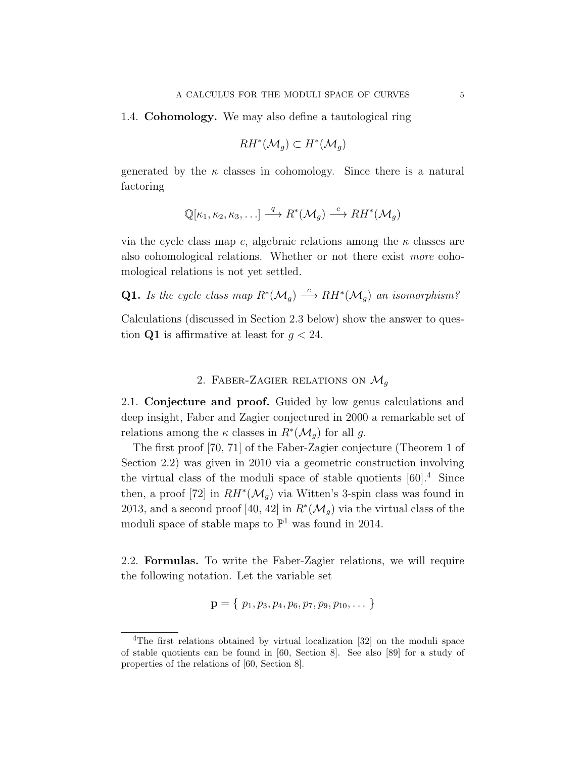1.4. **Cohomology.** We may also define a tautological ring

$$RH^*(\mathcal{M}_g) \subset H^*(\mathcal{M}_g)$$

generated by the $\kappa$ classes in cohomology. Since there is a natural factoring

$$\mathbb{Q}[\kappa_1, \kappa_2, \kappa_3, \ldots] \xrightarrow{q} R^*(\mathcal{M}_g) \xrightarrow{c} RH^*(\mathcal{M}_g)$$

via the cycle class map $c$, algebraic relations among the $\kappa$ classes are also cohomological relations. Whether or not there exist *more* cohomological relations is not yet settled.

**Q1.** *Is the cycle class map* $R^*(\mathcal{M}_g) \xrightarrow{c} RH^*(\mathcal{M}_g)$ *an isomorphism?*

Calculations (discussed in Section 2.3 below) show the answer to question **Q1** is affirmative at least for $g < 24$.

## 2. Faber-Zagier relations on $\mathcal{M}_g$

2.1. **Conjecture and proof.** Guided by low genus calculations and deep insight, Faber and Zagier conjectured in 2000 a remarkable set of relations among the $\kappa$ classes in $R^*(\mathcal{M}_g)$ for all $g$.

The first proof [70, 71] of the Faber-Zagier conjecture (Theorem 1 of Section 2.2) was given in 2010 via a geometric construction involving the virtual class of the moduli space of stable quotients [60].[4] Since then, a proof [72] in $RH^*(\mathcal{M}_g)$ via Witten's 3-spin class was found in 2013, and a second proof [40, 42] in $R^*(\mathcal{M}_g)$ via the virtual class of the moduli space of stable maps to $\mathbb{P}^1$ was found in 2014.

2.2. **Formulas.** To write the Faber-Zagier relations, we will require the following notation. Let the variable set

$$\mathbf{p} = \{\ p_1, p_3, p_4, p_6, p_7, p_9, p_{10}, \ldots\ \}$$

[4] The first relations obtained by virtual localization [32] on the moduli space of stable quotients can be found in [60, Section 8]. See also [89] for a study of properties of the relations of [60, Section 8].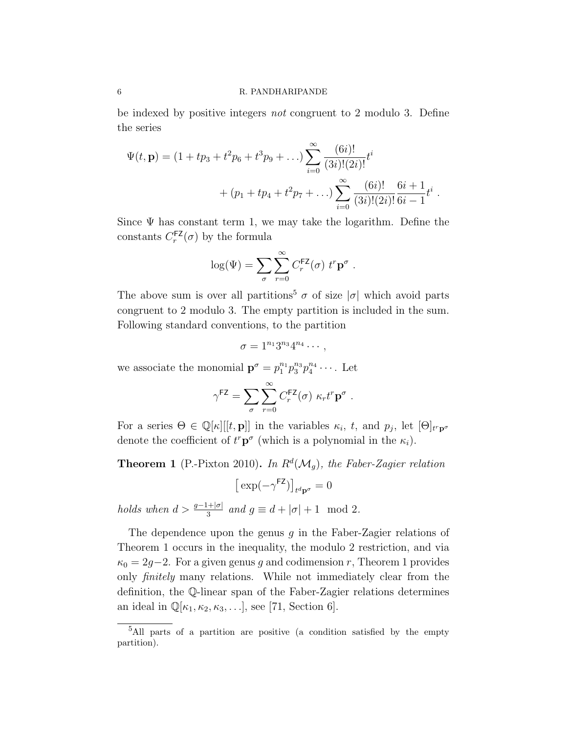be indexed by positive integers *not* congruent to 2 modulo 3. Define the series

$$\Psi(t,\mathbf{p}) = (1 + tp_3 + t^2p_6 + t^3p_9 + \ldots)\sum_{i=0}^{\infty} \frac{(6i)!}{(3i)!(2i)!}t^i$$
$$+ (p_1 + tp_4 + t^2p_7 + \ldots)\sum_{i=0}^{\infty} \frac{(6i)!}{(3i)!(2i)!}\frac{6i+1}{6i-1}t^i \ .$$

Since $\Psi$ has constant term 1, we may take the logarithm. Define the constants $C_r^{\mathsf{FZ}}(\sigma)$ by the formula

$$\log(\Psi) = \sum_{\sigma}\sum_{r=0}^{\infty} C_r^{\mathsf{FZ}}(\sigma)\ t^r\mathbf{p}^{\sigma} \ .$$

The above sum is over all partitions[5] $\sigma$ of size $|\sigma|$ which avoid parts congruent to 2 modulo 3. The empty partition is included in the sum. Following standard conventions, to the partition

$$\sigma = 1^{n_1}3^{n_3}4^{n_4}\cdots ,$$

we associate the monomial $\mathbf{p}^{\sigma} = p_1^{n_1}p_3^{n_3}p_4^{n_4}\cdots$. Let

$$\gamma^{\mathsf{FZ}} = \sum_{\sigma}\sum_{r=0}^{\infty} C_r^{\mathsf{FZ}}(\sigma)\ \kappa_r t^r\mathbf{p}^{\sigma} \ .$$

For a series $\Theta \in \mathbb{Q}[\kappa][[t,\mathbf{p}]]$ in the variables $\kappa_i$, $t$, and $p_j$, let $[\Theta]_{t^r\mathbf{p}^{\sigma}}$ denote the coefficient of $t^r\mathbf{p}^{\sigma}$ (which is a polynomial in the $\kappa_i$).

**Theorem 1** (P.-Pixton 2010)**.** *In $R^d(\mathcal{M}_g)$, the Faber-Zagier relation*

$$\big[\exp(-\gamma^{\mathsf{FZ}})\big]_{t^d\mathbf{p}^{\sigma}} = 0$$

*holds when $d > \frac{g-1+|\sigma|}{3}$ and $g \equiv d + |\sigma| + 1 \mod 2$.*

The dependence upon the genus $g$ in the Faber-Zagier relations of Theorem 1 occurs in the inequality, the modulo 2 restriction, and via $\kappa_0 = 2g-2$. For a given genus $g$ and codimension $r$, Theorem 1 provides only *finitely* many relations. While not immediately clear from the definition, the $\mathbb{Q}$-linear span of the Faber-Zagier relations determines an ideal in $\mathbb{Q}[\kappa_1, \kappa_2, \kappa_3, \ldots]$, see [71, Section 6].

[5]All parts of a partition are positive (a condition satisfied by the empty partition).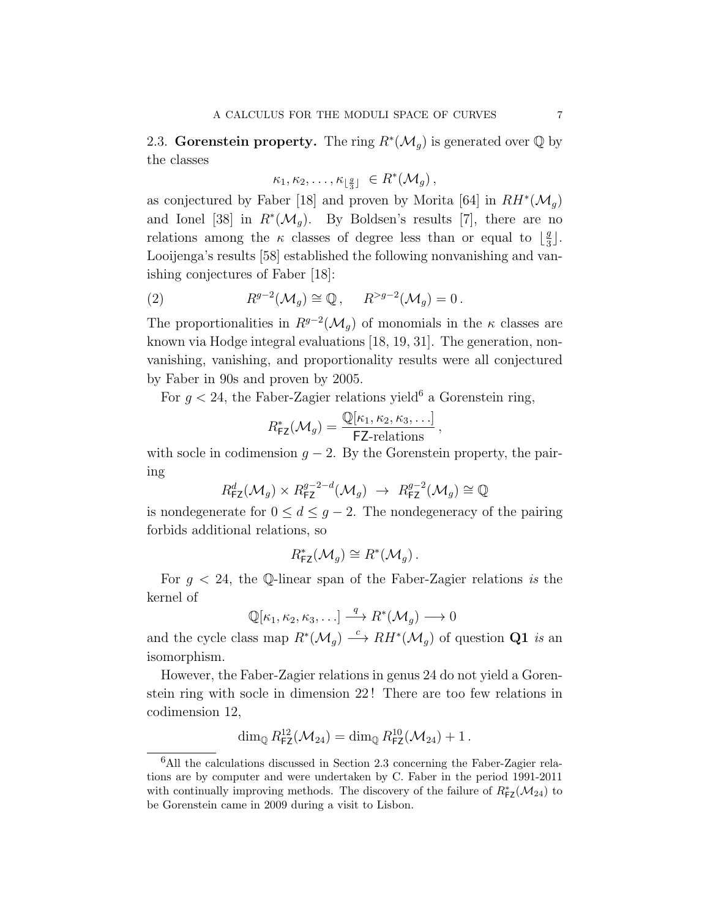2.3. **Gorenstein property.** The ring $R^*(\mathcal{M}_g)$ is generated over $\mathbb{Q}$ by the classes

$$\kappa_1, \kappa_2, \ldots, \kappa_{\lfloor \frac{g}{3} \rfloor} \in R^*(\mathcal{M}_g)\,,$$

as conjectured by Faber [18] and proven by Morita [64] in $RH^*(\mathcal{M}_g)$ and Ionel [38] in $R^*(\mathcal{M}_g)$. By Boldsen's results [7], there are no relations among the $\kappa$ classes of degree less than or equal to $\lfloor \frac{g}{3} \rfloor$. Looijenga's results [58] established the following nonvanishing and vanishing conjectures of Faber [18]:

$$R^{g-2}(\mathcal{M}_g) \cong \mathbb{Q}\,, \qquad R^{>g-2}(\mathcal{M}_g) = 0\,. \tag{2}$$

The proportionalities in $R^{g-2}(\mathcal{M}_g)$ of monomials in the $\kappa$ classes are known via Hodge integral evaluations [18, 19, 31]. The generation, nonvanishing, vanishing, and proportionality results were all conjectured by Faber in 90s and proven by 2005.

For $g < 24$, the Faber-Zagier relations yield[6] a Gorenstein ring,

$$R^*_{\mathsf{FZ}}(\mathcal{M}_g) = \frac{\mathbb{Q}[\kappa_1, \kappa_2, \kappa_3, \ldots]}{\mathsf{FZ}\text{-relations}}\,,$$

with socle in codimension $g-2$. By the Gorenstein property, the pairing

$$R^d_{\mathsf{FZ}}(\mathcal{M}_g) \times R^{g-2-d}_{\mathsf{FZ}}(\mathcal{M}_g) \;\to\; R^{g-2}_{\mathsf{FZ}}(\mathcal{M}_g) \cong \mathbb{Q}$$

is nondegenerate for $0 \leq d \leq g-2$. The nondegeneracy of the pairing forbids additional relations, so

$$R^*_{\mathsf{FZ}}(\mathcal{M}_g) \cong R^*(\mathcal{M}_g)\,.$$

For $g < 24$, the $\mathbb{Q}$-linear span of the Faber-Zagier relations *is* the kernel of

$$\mathbb{Q}[\kappa_1, \kappa_2, \kappa_3, \ldots] \xrightarrow{\;q\;} R^*(\mathcal{M}_g) \longrightarrow 0$$

and the cycle class map $R^*(\mathcal{M}_g) \xrightarrow{\;c\;} RH^*(\mathcal{M}_g)$ of question **Q1** *is* an isomorphism.

However, the Faber-Zagier relations in genus 24 do not yield a Gorenstein ring with socle in dimension 22! There are too few relations in codimension 12,

$$\dim_{\mathbb{Q}} R^{12}_{\mathsf{FZ}}(\mathcal{M}_{24}) = \dim_{\mathbb{Q}} R^{10}_{\mathsf{FZ}}(\mathcal{M}_{24}) + 1\,.$$

---

[6] All the calculations discussed in Section 2.3 concerning the Faber-Zagier relations are by computer and were undertaken by C. Faber in the period 1991-2011 with continually improving methods. The discovery of the failure of $R^*_{\mathsf{FZ}}(\mathcal{M}_{24})$ to be Gorenstein came in 2009 during a visit to Lisbon.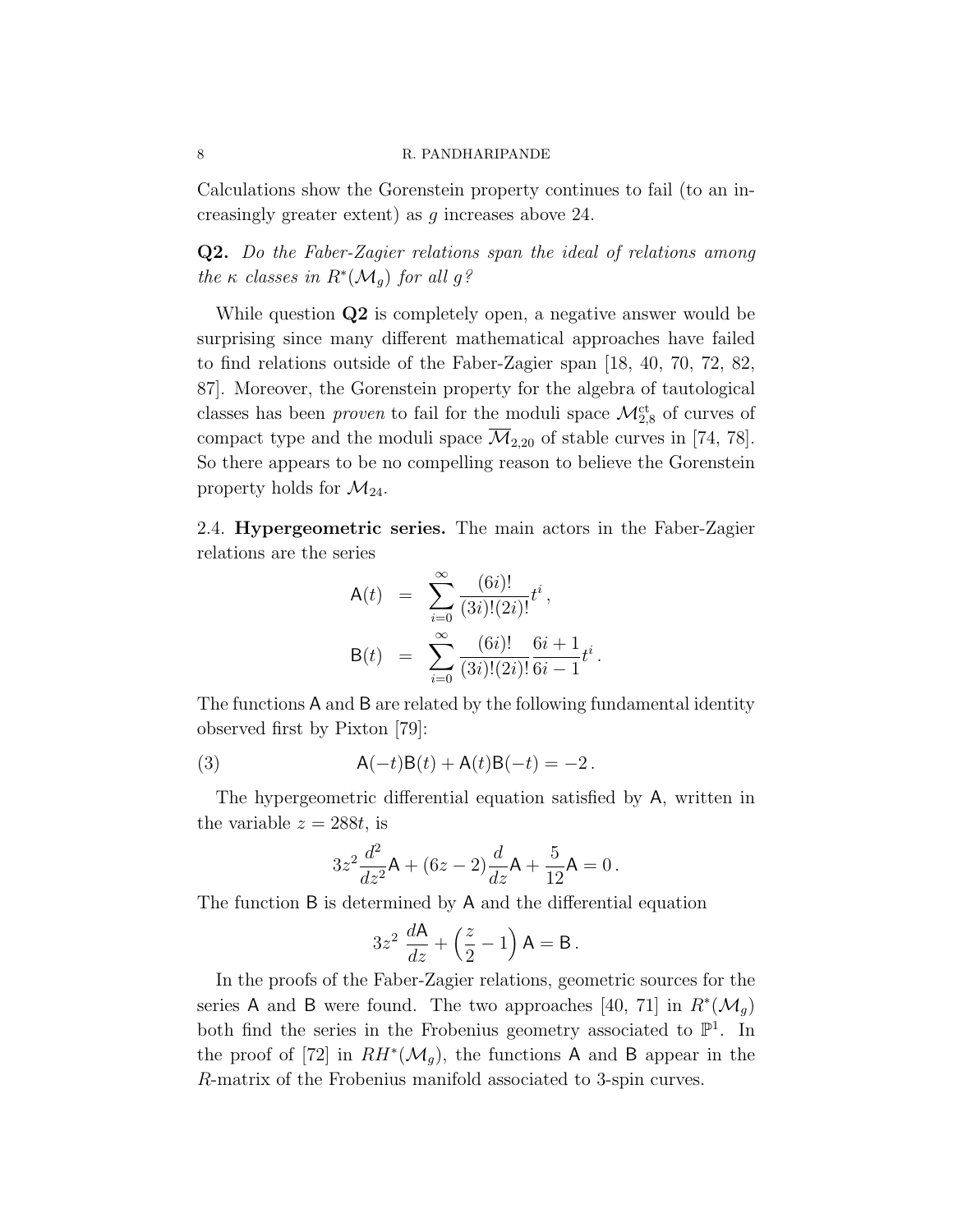Calculations show the Gorenstein property continues to fail (to an increasingly greater extent) as $g$ increases above 24.

**Q2.** *Do the Faber-Zagier relations span the ideal of relations among the $\kappa$ classes in $R^*(\mathcal{M}_g)$ for all $g$?*

While question **Q2** is completely open, a negative answer would be surprising since many different mathematical approaches have failed to find relations outside of the Faber-Zagier span [18, 40, 70, 72, 82, 87]. Moreover, the Gorenstein property for the algebra of tautological classes has been *proven* to fail for the moduli space $\mathcal{M}^{\mathrm{ct}}_{2,8}$ of curves of compact type and the moduli space $\overline{\mathcal{M}}_{2,20}$ of stable curves in [74, 78]. So there appears to be no compelling reason to believe the Gorenstein property holds for $\mathcal{M}_{24}$.

2.4. **Hypergeometric series.** The main actors in the Faber-Zagier relations are the series

$$\begin{aligned}
\mathsf{A}(t) &= \sum_{i=0}^{\infty} \frac{(6i)!}{(3i)!(2i)!} t^i \,, \\
\mathsf{B}(t) &= \sum_{i=0}^{\infty} \frac{(6i)!}{(3i)!(2i)!} \frac{6i+1}{6i-1} t^i \,.
\end{aligned}$$

The functions $\mathsf{A}$ and $\mathsf{B}$ are related by the following fundamental identity observed first by Pixton [79]:

$$\mathsf{A}(-t)\mathsf{B}(t) + \mathsf{A}(t)\mathsf{B}(-t) = -2 \,. \tag{3}$$

The hypergeometric differential equation satisfied by $\mathsf{A}$, written in the variable $z = 288t$, is

$$3z^2 \frac{d^2}{dz^2}\mathsf{A} + (6z-2)\frac{d}{dz}\mathsf{A} + \frac{5}{12}\mathsf{A} = 0 \,.$$

The function $\mathsf{B}$ is determined by $\mathsf{A}$ and the differential equation

$$3z^2 \, \frac{d\mathsf{A}}{dz} + \left(\frac{z}{2} - 1\right)\mathsf{A} = \mathsf{B} \,.$$

In the proofs of the Faber-Zagier relations, geometric sources for the series $\mathsf{A}$ and $\mathsf{B}$ were found. The two approaches [40, 71] in $R^*(\mathcal{M}_g)$ both find the series in the Frobenius geometry associated to $\mathbb{P}^1$. In the proof of [72] in $RH^*(\mathcal{M}_g)$, the functions $\mathsf{A}$ and $\mathsf{B}$ appear in the $R$-matrix of the Frobenius manifold associated to 3-spin curves.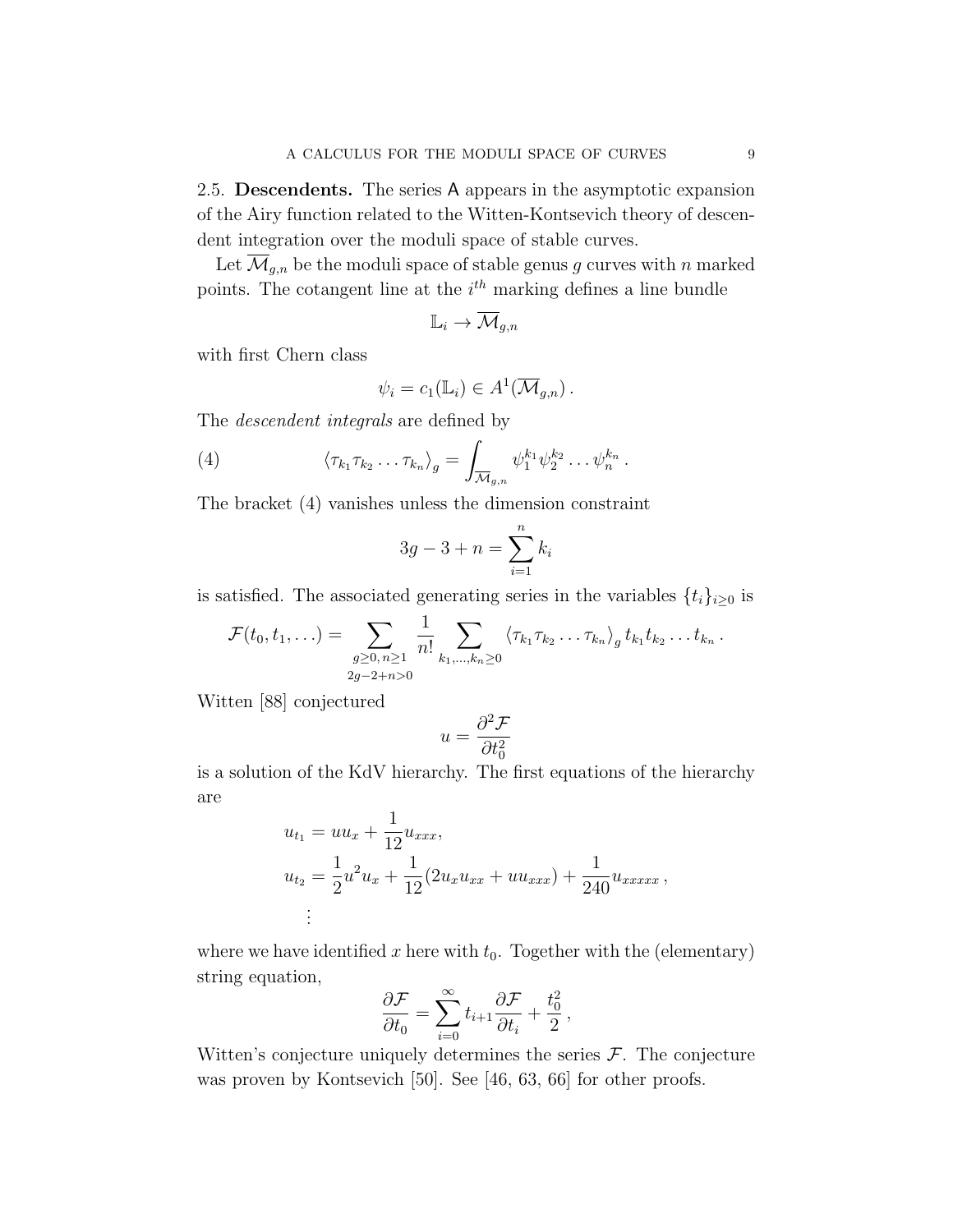## 2.5. **Descendents.**

The series $\mathsf{A}$ appears in the asymptotic expansion of the Airy function related to the Witten-Kontsevich theory of descendent integration over the moduli space of stable curves.

Let $\overline{\mathcal{M}}_{g,n}$ be the moduli space of stable genus $g$ curves with $n$ marked points. The cotangent line at the $i^{th}$ marking defines a line bundle

$$\mathbb{L}_i \to \overline{\mathcal{M}}_{g,n}$$

with first Chern class

$$\psi_i = c_1(\mathbb{L}_i) \in A^1(\overline{\mathcal{M}}_{g,n})\,.$$

The *descendent integrals* are defined by

$$\langle \tau_{k_1}\tau_{k_2}\ldots\tau_{k_n}\rangle_g = \int_{\overline{\mathcal{M}}_{g,n}} \psi_1^{k_1}\psi_2^{k_2}\ldots\psi_n^{k_n}\,. \tag{4}$$

The bracket (4) vanishes unless the dimension constraint

$$3g-3+n = \sum_{i=1}^{n} k_i$$

is satisfied. The associated generating series in the variables $\{t_i\}_{i\geq 0}$ is

$$\mathcal{F}(t_0,t_1,\ldots) = \sum_{\substack{g\geq 0,\, n\geq 1\\ 2g-2+n>0}} \frac{1}{n!}\sum_{k_1,\ldots,k_n\geq 0} \langle \tau_{k_1}\tau_{k_2}\ldots\tau_{k_n}\rangle_g\, t_{k_1}t_{k_2}\ldots t_{k_n}\,.$$

Witten [88] conjectured

$$u = \frac{\partial^2\mathcal{F}}{\partial t_0^2}$$

is a solution of the KdV hierarchy. The first equations of the hierarchy are

$$\begin{aligned}
u_{t_1} &= uu_x + \frac{1}{12}u_{xxx},\\
u_{t_2} &= \frac{1}{2}u^2u_x + \frac{1}{12}(2u_xu_{xx} + uu_{xxx}) + \frac{1}{240}u_{xxxxx}\,,\\
&\;\vdots
\end{aligned}$$

where we have identified $x$ here with $t_0$. Together with the (elementary) string equation,

$$\frac{\partial\mathcal{F}}{\partial t_0} = \sum_{i=0}^{\infty} t_{i+1}\frac{\partial\mathcal{F}}{\partial t_i} + \frac{t_0^2}{2}\,,$$

Witten's conjecture uniquely determines the series $\mathcal{F}$. The conjecture was proven by Kontsevich [50]. See [46, 63, 66] for other proofs.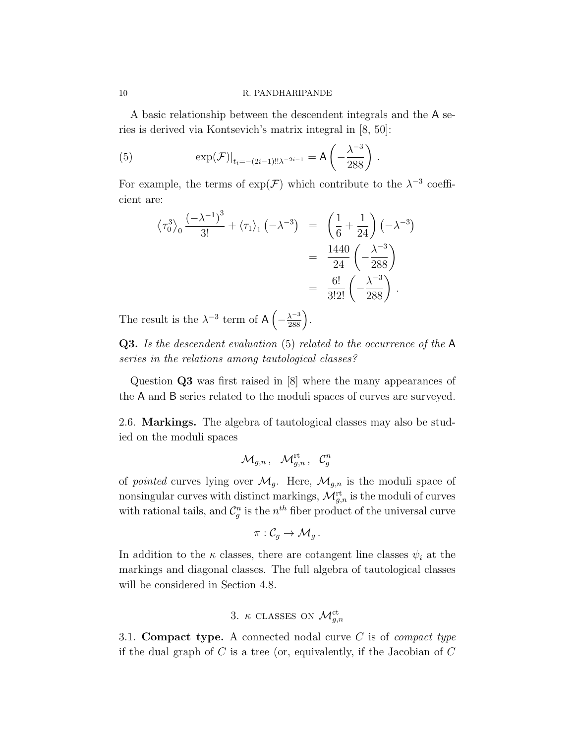A basic relationship between the descendent integrals and the $\mathsf{A}$ series is derived via Kontsevich's matrix integral in [8, 50]:

$$\exp(\mathcal{F})\big|_{t_i=-(2i-1)!!\lambda^{-2i-1}} = \mathsf{A}\left(-\frac{\lambda^{-3}}{288}\right) . \tag{5}$$

For example, the terms of $\exp(\mathcal{F})$ which contribute to the $\lambda^{-3}$ coefficient are:

$$\begin{aligned}
\left\langle \tau_0^3 \right\rangle_0 \frac{\left(-\lambda^{-1}\right)^3}{3!} + \left\langle \tau_1 \right\rangle_1 \left(-\lambda^{-3}\right) &= \left(\frac{1}{6}+\frac{1}{24}\right)\left(-\lambda^{-3}\right) \\
&= \frac{1440}{24}\left(-\frac{\lambda^{-3}}{288}\right) \\
&= \frac{6!}{3!2!}\left(-\frac{\lambda^{-3}}{288}\right) .
\end{aligned}$$

The result is the $\lambda^{-3}$ term of $\mathsf{A}\left(-\frac{\lambda^{-3}}{288}\right)$.

**Q3.** *Is the descendent evaluation* (5) *related to the occurrence of the* $\mathsf{A}$ *series in the relations among tautological classes?*

Question **Q3** was first raised in [8] where the many appearances of the $\mathsf{A}$ and $\mathsf{B}$ series related to the moduli spaces of curves are surveyed.

2.6. **Markings.** The algebra of tautological classes may also be studied on the moduli spaces

$$\mathcal{M}_{g,n}\,, \quad \mathcal{M}_{g,n}^{\mathrm{rt}}\,, \quad \mathcal{C}_g^n$$

of *pointed* curves lying over $\mathcal{M}_g$. Here, $\mathcal{M}_{g,n}$ is the moduli space of nonsingular curves with distinct markings, $\mathcal{M}_{g,n}^{\mathrm{rt}}$ is the moduli of curves with rational tails, and $\mathcal{C}_g^n$ is the $n^{th}$ fiber product of the universal curve

$$\pi : \mathcal{C}_g \to \mathcal{M}_g \,.$$

In addition to the $\kappa$ classes, there are cotangent line classes $\psi_i$ at the markings and diagonal classes. The full algebra of tautological classes will be considered in Section 4.8.

## 3. $\kappa$ classes on $\mathcal{M}_{g,n}^{\mathrm{ct}}$

3.1. **Compact type.** A connected nodal curve $C$ is of *compact type* if the dual graph of $C$ is a tree (or, equivalently, if the Jacobian of $C$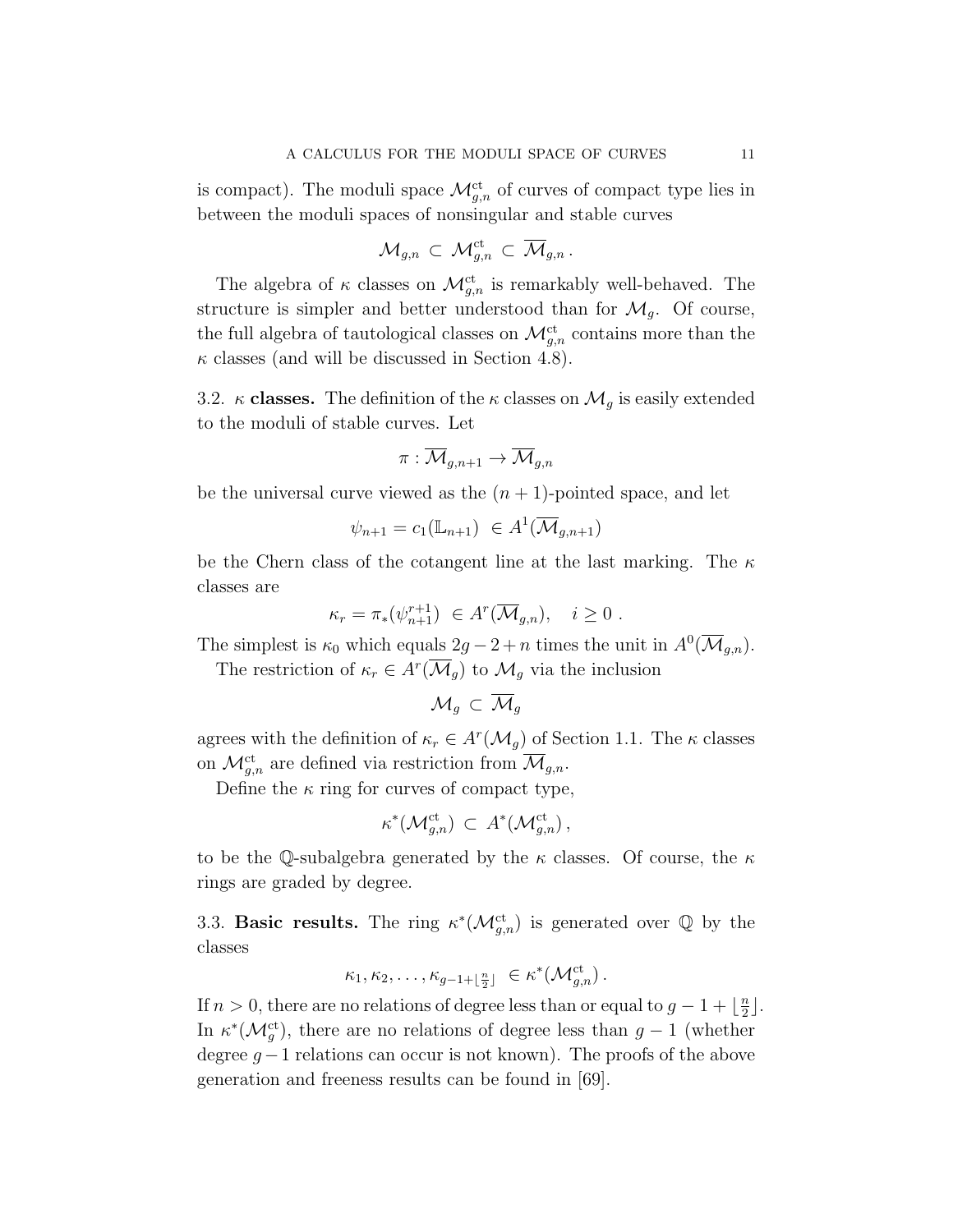is compact). The moduli space $\mathcal{M}_{g,n}^{\mathrm{ct}}$ of curves of compact type lies in between the moduli spaces of nonsingular and stable curves

$$\mathcal{M}_{g,n} \subset \mathcal{M}_{g,n}^{\mathrm{ct}} \subset \overline{\mathcal{M}}_{g,n} .$$

The algebra of $\kappa$ classes on $\mathcal{M}_{g,n}^{\mathrm{ct}}$ is remarkably well-behaved. The structure is simpler and better understood than for $\mathcal{M}_g$. Of course, the full algebra of tautological classes on $\mathcal{M}_{g,n}^{\mathrm{ct}}$ contains more than the $\kappa$ classes (and will be discussed in Section 4.8).

3.2. **$\kappa$ classes.** The definition of the $\kappa$ classes on $\mathcal{M}_g$ is easily extended to the moduli of stable curves. Let

$$\pi : \overline{\mathcal{M}}_{g,n+1} \to \overline{\mathcal{M}}_{g,n}$$

be the universal curve viewed as the $(n+1)$-pointed space, and let

$$\psi_{n+1} = c_1(\mathbb{L}_{n+1}) \in A^1(\overline{\mathcal{M}}_{g,n+1})$$

be the Chern class of the cotangent line at the last marking. The $\kappa$ classes are

$$\kappa_r = \pi_*(\psi_{n+1}^{r+1}) \in A^r(\overline{\mathcal{M}}_{g,n}), \quad i \geq 0 .$$

The simplest is $\kappa_0$ which equals $2g-2+n$ times the unit in $A^0(\overline{\mathcal{M}}_{g,n})$.

The restriction of $\kappa_r \in A^r(\overline{\mathcal{M}}_g)$ to $\mathcal{M}_g$ via the inclusion

$$\mathcal{M}_g \subset \overline{\mathcal{M}}_g$$

agrees with the definition of $\kappa_r \in A^r(\mathcal{M}_g)$ of Section 1.1. The $\kappa$ classes on $\mathcal{M}_{g,n}^{\mathrm{ct}}$ are defined via restriction from $\overline{\mathcal{M}}_{g,n}$.

Define the $\kappa$ ring for curves of compact type,

$$\kappa^*(\mathcal{M}_{g,n}^{\mathrm{ct}}) \subset A^*(\mathcal{M}_{g,n}^{\mathrm{ct}}) ,$$

to be the $\mathbb{Q}$-subalgebra generated by the $\kappa$ classes. Of course, the $\kappa$ rings are graded by degree.

3.3. **Basic results.** The ring $\kappa^*(\mathcal{M}_{g,n}^{\mathrm{ct}})$ is generated over $\mathbb{Q}$ by the classes

$$\kappa_1, \kappa_2, \ldots, \kappa_{g-1+\lfloor \frac{n}{2} \rfloor} \in \kappa^*(\mathcal{M}_{g,n}^{\mathrm{ct}}) .$$

If $n > 0$, there are no relations of degree less than or equal to $g-1+\lfloor \frac{n}{2} \rfloor$. In $\kappa^*(\mathcal{M}_g^{\mathrm{ct}})$, there are no relations of degree less than $g-1$ (whether degree $g-1$ relations can occur is not known). The proofs of the above generation and freeness results can be found in [69].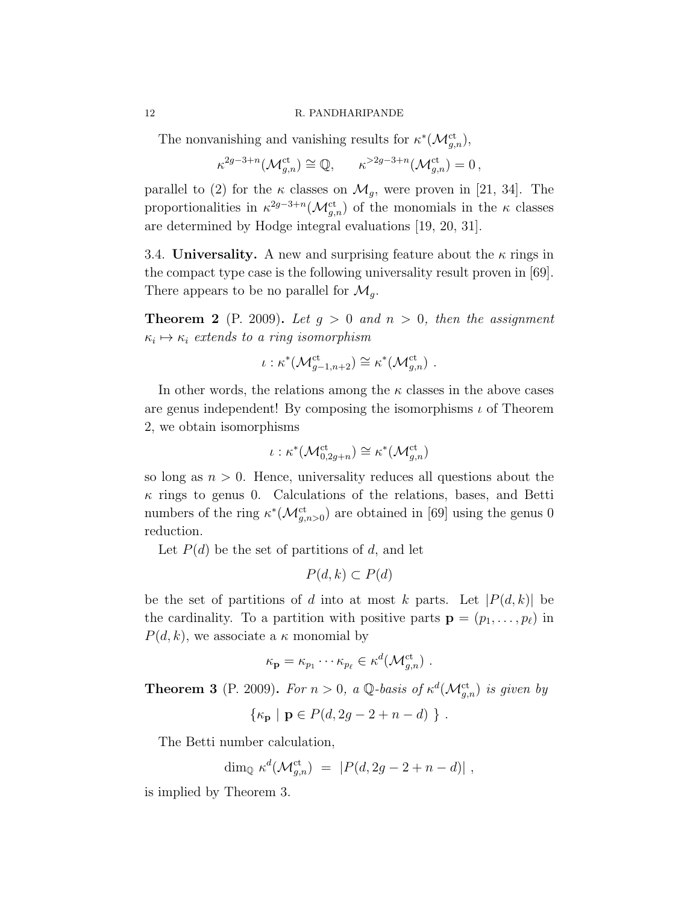The nonvanishing and vanishing results for $\kappa^*(\mathcal{M}^{\mathrm{ct}}_{g,n})$,

$$\kappa^{2g-3+n}(\mathcal{M}^{\mathrm{ct}}_{g,n}) \cong \mathbb{Q}, \qquad \kappa^{>2g-3+n}(\mathcal{M}^{\mathrm{ct}}_{g,n}) = 0\,,$$

parallel to (2) for the $\kappa$ classes on $\mathcal{M}_g$, were proven in [21, 34]. The proportionalities in $\kappa^{2g-3+n}(\mathcal{M}^{\mathrm{ct}}_{g,n})$ of the monomials in the $\kappa$ classes are determined by Hodge integral evaluations [19, 20, 31].

3.4. **Universality.** A new and surprising feature about the $\kappa$ rings in the compact type case is the following universality result proven in [69]. There appears to be no parallel for $\mathcal{M}_g$.

**Theorem 2** (P. 2009)**.** *Let $g > 0$ and $n > 0$, then the assignment $\kappa_i \mapsto \kappa_i$ extends to a ring isomorphism*

$$\iota : \kappa^*(\mathcal{M}^{\mathrm{ct}}_{g-1,n+2}) \cong \kappa^*(\mathcal{M}^{\mathrm{ct}}_{g,n}) \ .$$

In other words, the relations among the $\kappa$ classes in the above cases are genus independent! By composing the isomorphisms $\iota$ of Theorem 2, we obtain isomorphisms

$$\iota : \kappa^*(\mathcal{M}^{\mathrm{ct}}_{0,2g+n}) \cong \kappa^*(\mathcal{M}^{\mathrm{ct}}_{g,n})$$

so long as $n > 0$. Hence, universality reduces all questions about the $\kappa$ rings to genus 0. Calculations of the relations, bases, and Betti numbers of the ring $\kappa^*(\mathcal{M}^{\mathrm{ct}}_{g,n>0})$ are obtained in [69] using the genus 0 reduction.

Let $P(d)$ be the set of partitions of $d$, and let

$$P(d, k) \subset P(d)$$

be the set of partitions of $d$ into at most $k$ parts. Let $|P(d, k)|$ be the cardinality. To a partition with positive parts $\mathbf{p} = (p_1, \ldots, p_\ell)$ in $P(d, k)$, we associate a $\kappa$ monomial by

$$\kappa_{\mathbf{p}} = \kappa_{p_1} \cdots \kappa_{p_\ell} \in \kappa^d(\mathcal{M}^{\mathrm{ct}}_{g,n}) \ .$$

**Theorem 3** (P. 2009)**.** *For $n > 0$, a $\mathbb{Q}$-basis of $\kappa^d(\mathcal{M}^{\mathrm{ct}}_{g,n})$ is given by*

$$\{\kappa_{\mathbf{p}} \mid \mathbf{p} \in P(d, 2g-2+n-d)\ \} \ .$$

The Betti number calculation,

$$\dim_{\mathbb{Q}} \kappa^d(\mathcal{M}^{\mathrm{ct}}_{g,n}) \ = \ |P(d, 2g-2+n-d)| \ ,$$

is implied by Theorem 3.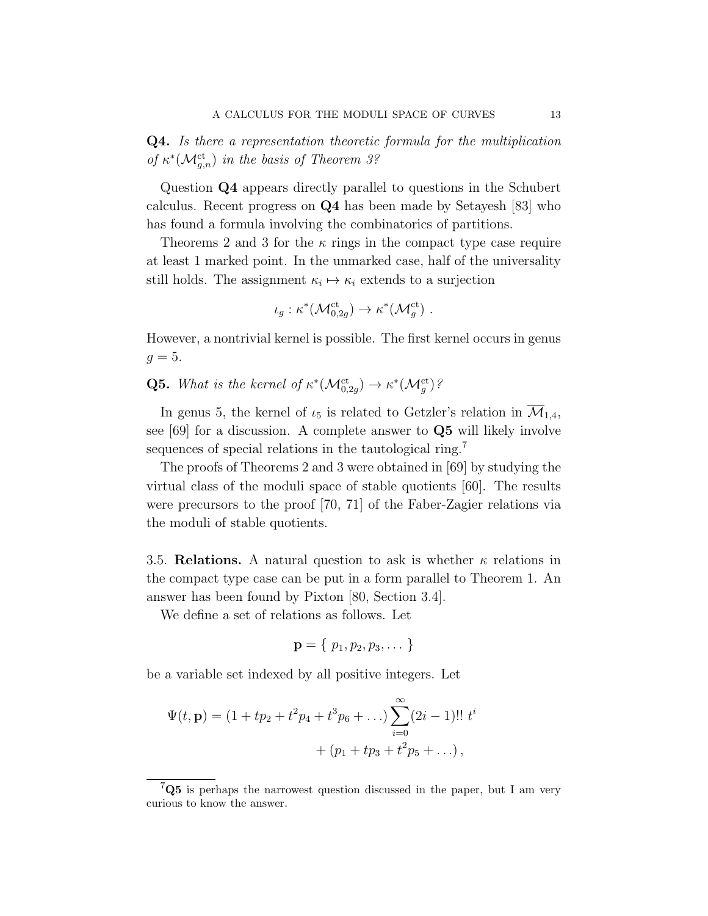**Q4.** *Is there a representation theoretic formula for the multiplication of $\kappa^*(\mathcal{M}_{g,n}^{\mathrm{ct}})$ in the basis of Theorem 3?*

Question **Q4** appears directly parallel to questions in the Schubert calculus. Recent progress on **Q4** has been made by Setayesh [83] who has found a formula involving the combinatorics of partitions.

Theorems 2 and 3 for the $\kappa$ rings in the compact type case require at least 1 marked point. In the unmarked case, half of the universality still holds. The assignment $\kappa_i \mapsto \kappa_i$ extends to a surjection

$$\iota_g : \kappa^*(\mathcal{M}_{0,2g}^{\mathrm{ct}}) \to \kappa^*(\mathcal{M}_g^{\mathrm{ct}}) \ .$$

However, a nontrivial kernel is possible. The first kernel occurs in genus $g = 5$.

**Q5.** *What is the kernel of $\kappa^*(\mathcal{M}_{0,2g}^{\mathrm{ct}}) \to \kappa^*(\mathcal{M}_g^{\mathrm{ct}})$?*

In genus 5, the kernel of $\iota_5$ is related to Getzler's relation in $\overline{\mathcal{M}}_{1,4}$, see [69] for a discussion. A complete answer to **Q5** will likely involve sequences of special relations in the tautological ring.[7]

The proofs of Theorems 2 and 3 were obtained in [69] by studying the virtual class of the moduli space of stable quotients [60]. The results were precursors to the proof [70, 71] of the Faber-Zagier relations via the moduli of stable quotients.

3.5. **Relations.** A natural question to ask is whether $\kappa$ relations in the compact type case can be put in a form parallel to Theorem 1. An answer has been found by Pixton [80, Section 3.4].

We define a set of relations as follows. Let

$$\mathbf{p} = \{ \ p_1, p_2, p_3, \dots \ \}$$

be a variable set indexed by all positive integers. Let

$$\Psi(t, \mathbf{p}) = (1 + tp_2 + t^2 p_4 + t^3 p_6 + \dots) \sum_{i=0}^{\infty} (2i-1)!! \ t^i + (p_1 + tp_3 + t^2 p_5 + \dots) \, ,$$

[7] **Q5** is perhaps the narrowest question discussed in the paper, but I am very curious to know the answer.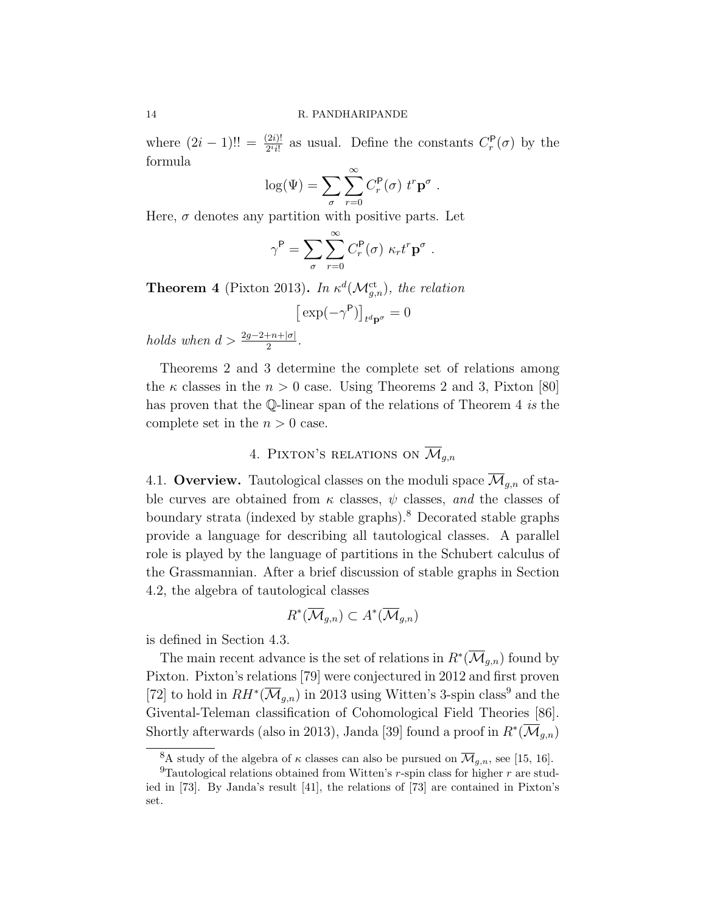where $(2i-1)!! = \frac{(2i)!}{2^i i!}$ as usual. Define the constants $C_r^{\mathsf{P}}(\sigma)$ by the formula

$$\log(\Psi) = \sum_\sigma \sum_{r=0}^\infty C_r^{\mathsf{P}}(\sigma)\ t^r \mathbf{p}^\sigma\ .$$

Here, $\sigma$ denotes any partition with positive parts. Let

$$\gamma^{\mathsf{P}} = \sum_\sigma \sum_{r=0}^\infty C_r^{\mathsf{P}}(\sigma)\ \kappa_r t^r \mathbf{p}^\sigma\ .$$

**Theorem 4** (Pixton 2013)**.** *In $\kappa^d(\mathcal{M}_{g,n}^{\mathrm{ct}})$, the relation*

$$\left[\exp(-\gamma^{\mathsf{P}})\right]_{t^d\mathbf{p}^\sigma} = 0$$

*holds when $d > \frac{2g-2+n+|\sigma|}{2}$.*

Theorems 2 and 3 determine the complete set of relations among the $\kappa$ classes in the $n>0$ case. Using Theorems 2 and 3, Pixton [80] has proven that the $\mathbb{Q}$-linear span of the relations of Theorem 4 *is* the complete set in the $n>0$ case.

## 4. Pixton's relations on $\overline{\mathcal{M}}_{g,n}$

**4.1. Overview.** Tautological classes on the moduli space $\overline{\mathcal{M}}_{g,n}$ of stable curves are obtained from $\kappa$ classes, $\psi$ classes, *and* the classes of boundary strata (indexed by stable graphs).[8] Decorated stable graphs provide a language for describing all tautological classes. A parallel role is played by the language of partitions in the Schubert calculus of the Grassmannian. After a brief discussion of stable graphs in Section 4.2, the algebra of tautological classes

$$R^*(\overline{\mathcal{M}}_{g,n}) \subset A^*(\overline{\mathcal{M}}_{g,n})$$

is defined in Section 4.3.

The main recent advance is the set of relations in $R^*(\overline{\mathcal{M}}_{g,n})$ found by Pixton. Pixton's relations [79] were conjectured in 2012 and first proven [72] to hold in $RH^*(\overline{\mathcal{M}}_{g,n})$ in 2013 using Witten's 3-spin class[9] and the Givental-Teleman classification of Cohomological Field Theories [86]. Shortly afterwards (also in 2013), Janda [39] found a proof in $R^*(\overline{\mathcal{M}}_{g,n})$

[8] A study of the algebra of $\kappa$ classes can also be pursued on $\overline{\mathcal{M}}_{g,n}$, see [15, 16].

[9] Tautological relations obtained from Witten's $r$-spin class for higher $r$ are studied in [73]. By Janda's result [41], the relations of [73] are contained in Pixton's set.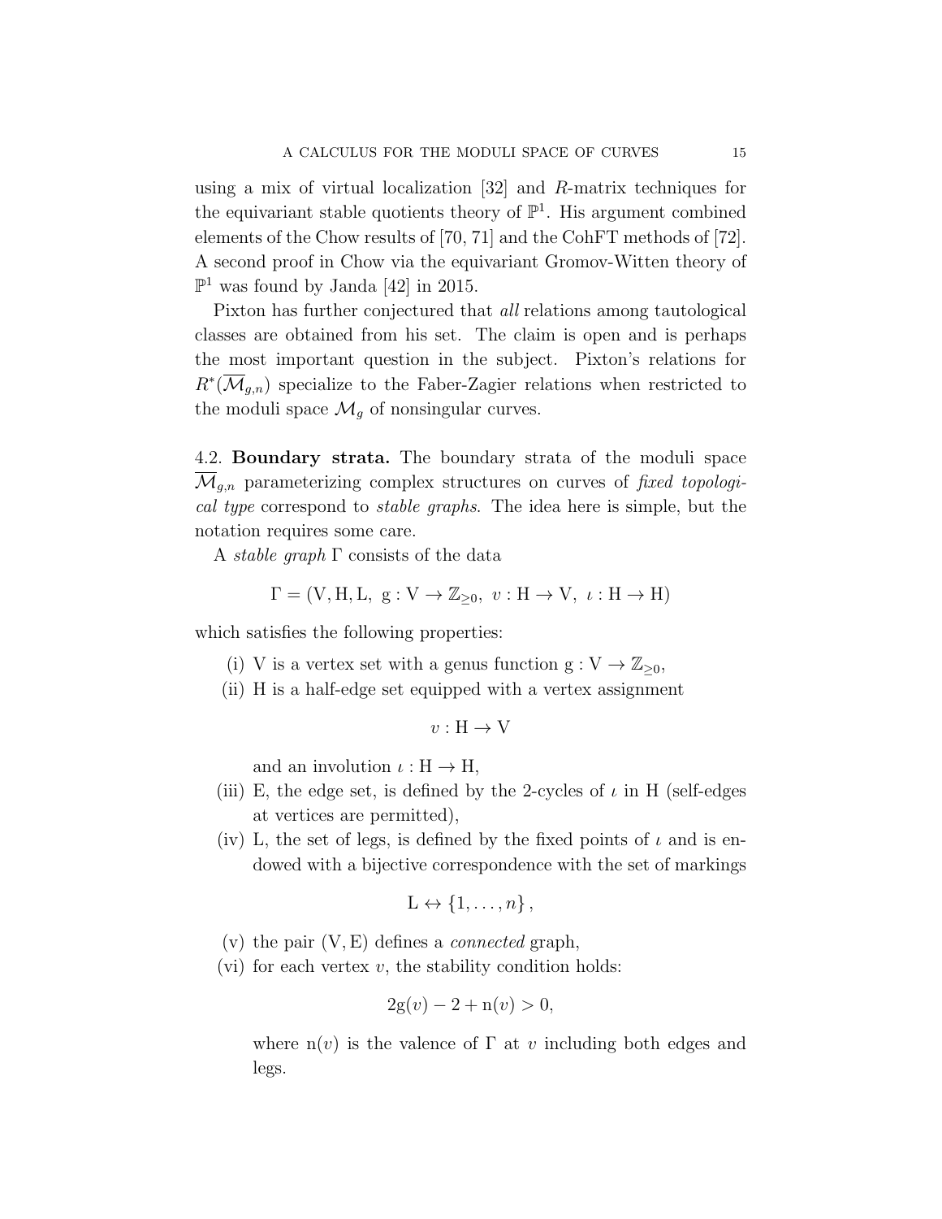using a mix of virtual localization [32] and $R$-matrix techniques for the equivariant stable quotients theory of $\mathbb{P}^1$. His argument combined elements of the Chow results of [70, 71] and the CohFT methods of [72]. A second proof in Chow via the equivariant Gromov-Witten theory of $\mathbb{P}^1$ was found by Janda [42] in 2015.

Pixton has further conjectured that *all* relations among tautological classes are obtained from his set. The claim is open and is perhaps the most important question in the subject. Pixton's relations for $R^*(\overline{\mathcal{M}}_{g,n})$ specialize to the Faber-Zagier relations when restricted to the moduli space $\mathcal{M}_g$ of nonsingular curves.

4.2. **Boundary strata.** The boundary strata of the moduli space $\overline{\mathcal{M}}_{g,n}$ parameterizing complex structures on curves of *fixed topological type* correspond to *stable graphs*. The idea here is simple, but the notation requires some care.

A *stable graph* $\Gamma$ consists of the data

$$\Gamma = (\mathrm{V}, \mathrm{H}, \mathrm{L}, \ \mathrm{g} : \mathrm{V} \to \mathbb{Z}_{\geq 0}, \ v : \mathrm{H} \to \mathrm{V}, \ \iota : \mathrm{H} \to \mathrm{H})$$

which satisfies the following properties:

(i) V is a vertex set with a genus function $\mathrm{g} : \mathrm{V} \to \mathbb{Z}_{\geq 0}$,

(ii) H is a half-edge set equipped with a vertex assignment

$$v : \mathrm{H} \to \mathrm{V}$$

and an involution $\iota : \mathrm{H} \to \mathrm{H}$,

(iii) E, the edge set, is defined by the 2-cycles of $\iota$ in H (self-edges at vertices are permitted),

(iv) L, the set of legs, is defined by the fixed points of $\iota$ and is endowed with a bijective correspondence with the set of markings

$$\mathrm{L} \leftrightarrow \{1, \ldots, n\},$$

(v) the pair (V, E) defines a *connected* graph,

(vi) for each vertex $v$, the stability condition holds:

$$2\mathrm{g}(v) - 2 + \mathrm{n}(v) > 0,$$

where $\mathrm{n}(v)$ is the valence of $\Gamma$ at $v$ including both edges and legs.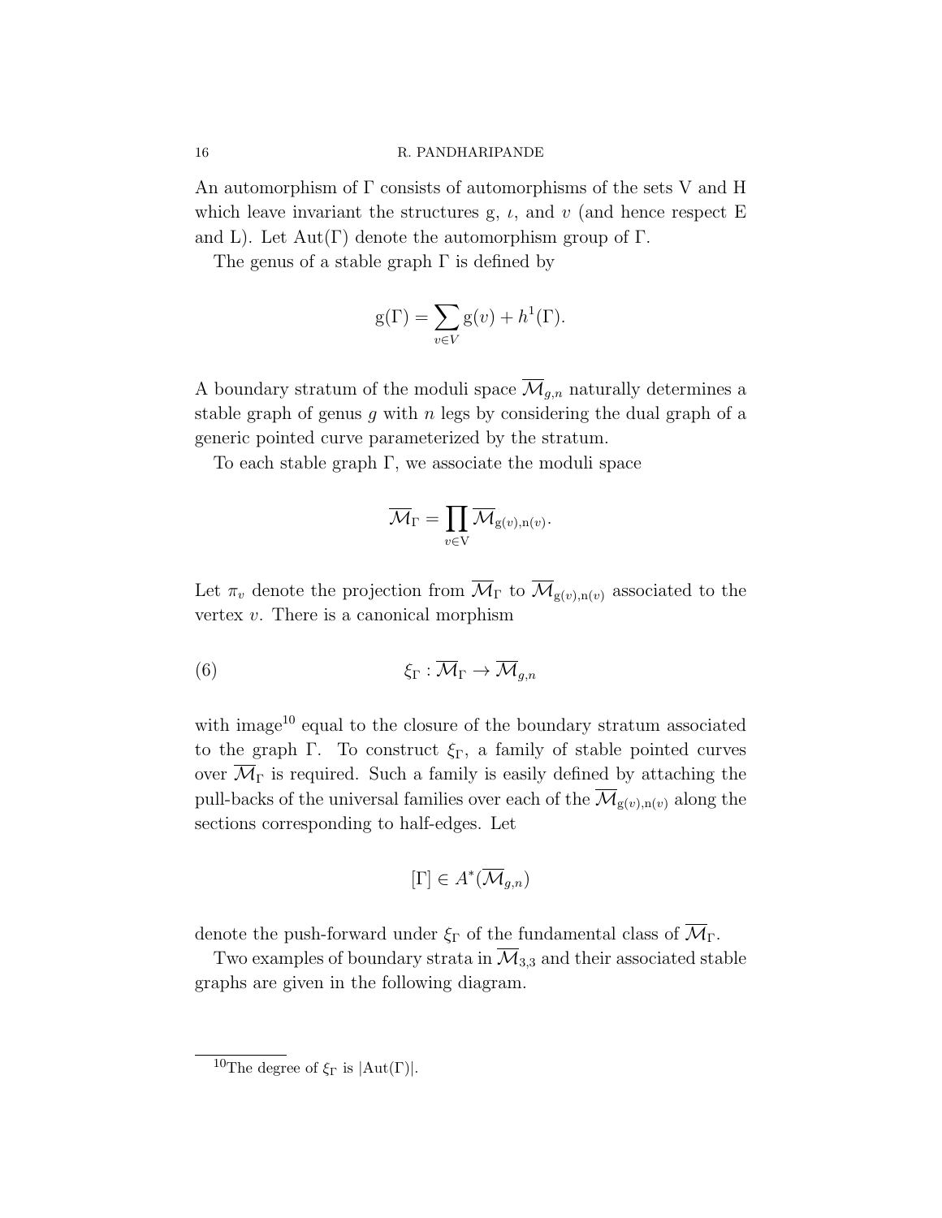An automorphism of $\Gamma$ consists of automorphisms of the sets V and H which leave invariant the structures g, $\iota$, and $v$ (and hence respect E and L). Let $\mathrm{Aut}(\Gamma)$ denote the automorphism group of $\Gamma$.

The genus of a stable graph $\Gamma$ is defined by

$$\mathrm{g}(\Gamma) = \sum_{v \in V} \mathrm{g}(v) + h^1(\Gamma).$$

A boundary stratum of the moduli space $\overline{\mathcal{M}}_{g,n}$ naturally determines a stable graph of genus $g$ with $n$ legs by considering the dual graph of a generic pointed curve parameterized by the stratum.

To each stable graph $\Gamma$, we associate the moduli space

$$\overline{\mathcal{M}}_\Gamma = \prod_{v \in \mathrm{V}} \overline{\mathcal{M}}_{\mathrm{g}(v),\mathrm{n}(v)}.$$

Let $\pi_v$ denote the projection from $\overline{\mathcal{M}}_\Gamma$ to $\overline{\mathcal{M}}_{\mathrm{g}(v),\mathrm{n}(v)}$ associated to the vertex $v$. There is a canonical morphism

$$\xi_\Gamma : \overline{\mathcal{M}}_\Gamma \to \overline{\mathcal{M}}_{g,n} \tag{6}$$

with image[10] equal to the closure of the boundary stratum associated to the graph $\Gamma$. To construct $\xi_\Gamma$, a family of stable pointed curves over $\overline{\mathcal{M}}_\Gamma$ is required. Such a family is easily defined by attaching the pull-backs of the universal families over each of the $\overline{\mathcal{M}}_{\mathrm{g}(v),\mathrm{n}(v)}$ along the sections corresponding to half-edges. Let

$$[\Gamma] \in A^*(\overline{\mathcal{M}}_{g,n})$$

denote the push-forward under $\xi_\Gamma$ of the fundamental class of $\overline{\mathcal{M}}_\Gamma$.

Two examples of boundary strata in $\overline{\mathcal{M}}_{3,3}$ and their associated stable graphs are given in the following diagram.

[10] The degree of $\xi_\Gamma$ is $|\mathrm{Aut}(\Gamma)|$.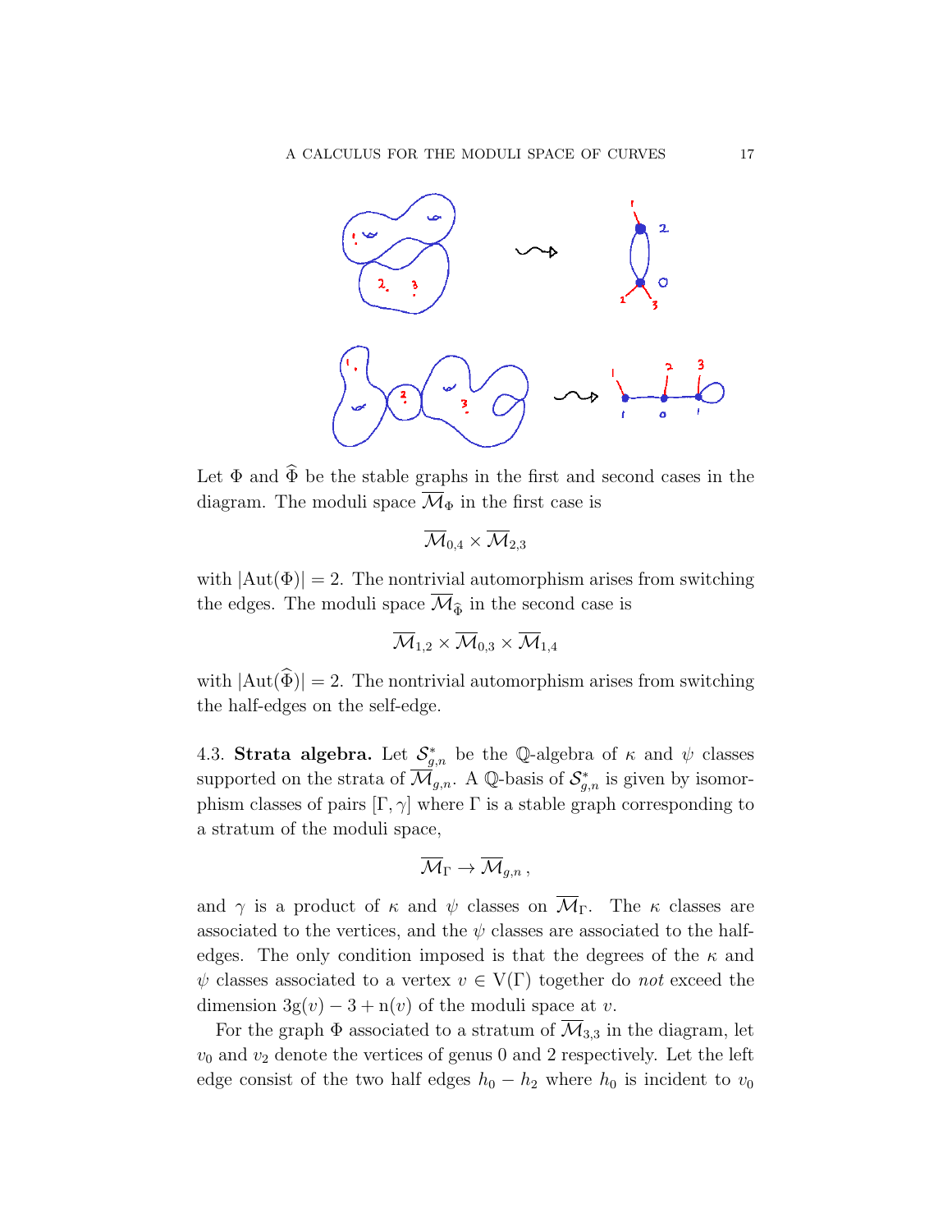Let $\Phi$ and $\widehat{\Phi}$ be the stable graphs in the first and second cases in the diagram. The moduli space $\overline{\mathcal{M}}_\Phi$ in the first case is

$$\overline{\mathcal{M}}_{0,4} \times \overline{\mathcal{M}}_{2,3}$$

with $|\mathrm{Aut}(\Phi)| = 2$. The nontrivial automorphism arises from switching the edges. The moduli space $\overline{\mathcal{M}}_{\widehat{\Phi}}$ in the second case is

$$\overline{\mathcal{M}}_{1,2} \times \overline{\mathcal{M}}_{0,3} \times \overline{\mathcal{M}}_{1,4}$$

with $|\mathrm{Aut}(\widehat{\Phi})| = 2$. The nontrivial automorphism arises from switching the half-edges on the self-edge.

4.3. **Strata algebra.** Let $\mathcal{S}^*_{g,n}$ be the $\mathbb{Q}$-algebra of $\kappa$ and $\psi$ classes supported on the strata of $\overline{\mathcal{M}}_{g,n}$. A $\mathbb{Q}$-basis of $\mathcal{S}^*_{g,n}$ is given by isomorphism classes of pairs $[\Gamma, \gamma]$ where $\Gamma$ is a stable graph corresponding to a stratum of the moduli space,

$$\overline{\mathcal{M}}_\Gamma \to \overline{\mathcal{M}}_{g,n}\,,$$

and $\gamma$ is a product of $\kappa$ and $\psi$ classes on $\overline{\mathcal{M}}_\Gamma$. The $\kappa$ classes are associated to the vertices, and the $\psi$ classes are associated to the half-edges. The only condition imposed is that the degrees of the $\kappa$ and $\psi$ classes associated to a vertex $v \in \mathrm{V}(\Gamma)$ together do *not* exceed the dimension $3\mathrm{g}(v) - 3 + \mathrm{n}(v)$ of the moduli space at $v$.

For the graph $\Phi$ associated to a stratum of $\overline{\mathcal{M}}_{3,3}$ in the diagram, let $v_0$ and $v_2$ denote the vertices of genus 0 and 2 respectively. Let the left edge consist of the two half edges $h_0 - h_2$ where $h_0$ is incident to $v_0$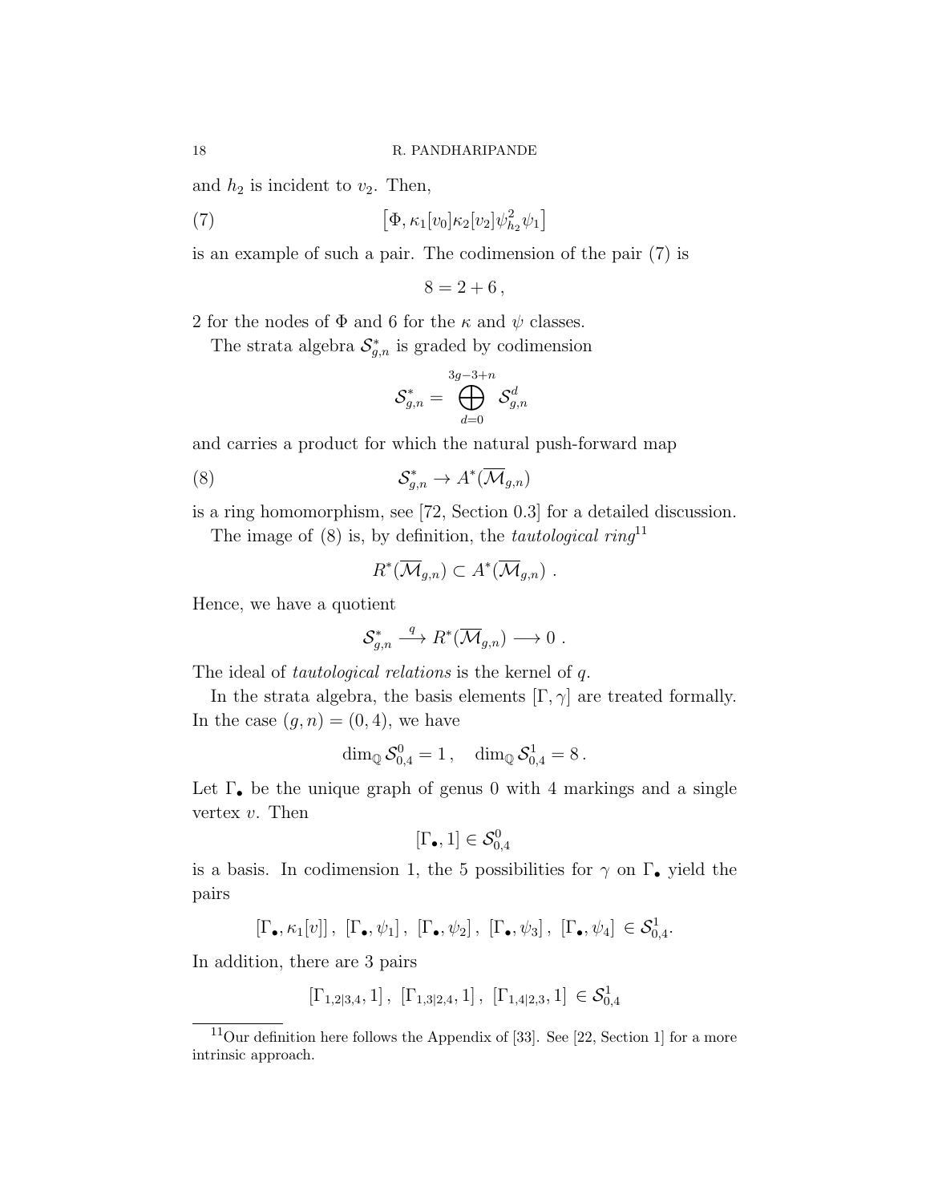and $h_2$ is incident to $v_2$. Then,

$$\big[\Phi, \kappa_1[v_0]\kappa_2[v_2]\psi_{h_2}^2\psi_1\big] \tag{7}$$

is an example of such a pair. The codimension of the pair (7) is

$$8 = 2 + 6\,,$$

2 for the nodes of $\Phi$ and 6 for the $\kappa$ and $\psi$ classes.

The strata algebra $\mathcal{S}^*_{g,n}$ is graded by codimension

$$\mathcal{S}^*_{g,n} = \bigoplus_{d=0}^{3g-3+n} \mathcal{S}^d_{g,n}$$

and carries a product for which the natural push-forward map

$$\mathcal{S}^*_{g,n} \to A^*(\overline{\mathcal{M}}_{g,n}) \tag{8}$$

is a ring homomorphism, see [72, Section 0.3] for a detailed discussion.

The image of (8) is, by definition, the *tautological ring*[11]

$$R^*(\overline{\mathcal{M}}_{g,n}) \subset A^*(\overline{\mathcal{M}}_{g,n})\ .$$

Hence, we have a quotient

$$\mathcal{S}^*_{g,n} \stackrel{q}{\longrightarrow} R^*(\overline{\mathcal{M}}_{g,n}) \longrightarrow 0\ .$$

The ideal of *tautological relations* is the kernel of $q$.

In the strata algebra, the basis elements $[\Gamma, \gamma]$ are treated formally. In the case $(g, n) = (0, 4)$, we have

$$\dim_{\mathbb{Q}} \mathcal{S}^0_{0,4} = 1\,, \quad \dim_{\mathbb{Q}} \mathcal{S}^1_{0,4} = 8\,.$$

Let $\Gamma_\bullet$ be the unique graph of genus 0 with 4 markings and a single vertex $v$. Then

$$[\Gamma_\bullet, 1] \in \mathcal{S}^0_{0,4}$$

is a basis. In codimension 1, the 5 possibilities for $\gamma$ on $\Gamma_\bullet$ yield the pairs

$$[\Gamma_\bullet, \kappa_1[v]]\,,\ [\Gamma_\bullet, \psi_1]\,,\ [\Gamma_\bullet, \psi_2]\,,\ [\Gamma_\bullet, \psi_3]\,,\ [\Gamma_\bullet, \psi_4]\ \in \mathcal{S}^1_{0,4}.$$

In addition, there are 3 pairs

$$[\Gamma_{1,2|3,4}, 1]\,,\ [\Gamma_{1,3|2,4}, 1]\,,\ [\Gamma_{1,4|2,3}, 1]\ \in \mathcal{S}^1_{0,4}$$

[11] Our definition here follows the Appendix of [33]. See [22, Section 1] for a more intrinsic approach.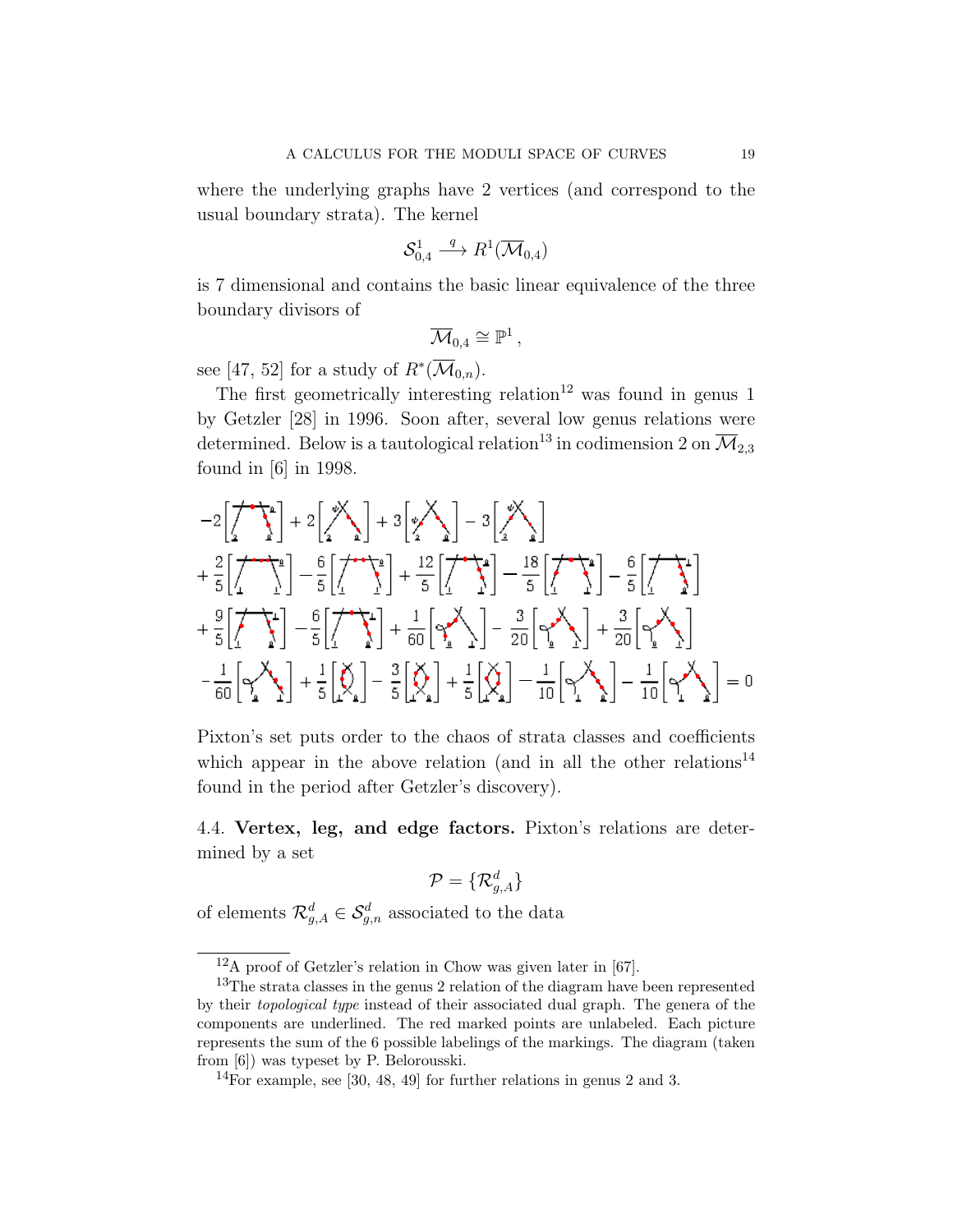where the underlying graphs have 2 vertices (and correspond to the usual boundary strata). The kernel

$$\mathcal{S}^1_{0,4} \xrightarrow{q} R^1(\overline{\mathcal{M}}_{0,4})$$

is 7 dimensional and contains the basic linear equivalence of the three boundary divisors of

$$\overline{\mathcal{M}}_{0,4} \cong \mathbb{P}^1\,,$$

see [47, 52] for a study of $R^*(\overline{\mathcal{M}}_{0,n})$.

The first geometrically interesting relation[12] was found in genus 1 by Getzler [28] in 1996. Soon after, several low genus relations were determined. Below is a tautological relation[13] in codimension 2 on $\overline{\mathcal{M}}_{2,3}$ found in [6] in 1998.

$$-2[\ ] + 2[\ ] + 3[\ ] - 3[\ ]$$
$$+\frac{2}{5}[\ ] - \frac{6}{5}[\ ] + \frac{12}{5}[\ ] - \frac{18}{5}[\ ] - \frac{6}{5}[\ ]$$
$$+\frac{9}{5}[\ ] - \frac{6}{5}[\ ] + \frac{1}{60}[\ ] - \frac{3}{20}[\ ] + \frac{3}{20}[\ ]$$
$$-\frac{1}{60}[\ ] + \frac{1}{5}[\ ] - \frac{3}{5}[\ ] + \frac{1}{5}[\ ] - \frac{1}{10}[\ ] - \frac{1}{10}[\ ] = 0$$

Pixton's set puts order to the chaos of strata classes and coefficients which appear in the above relation (and in all the other relations[14] found in the period after Getzler's discovery).

**4.4. Vertex, leg, and edge factors.** Pixton's relations are determined by a set

$$\mathcal{P} = \{\mathcal{R}^d_{g,A}\}$$

of elements $\mathcal{R}^d_{g,A} \in \mathcal{S}^d_{g,n}$ associated to the data

---

[12] A proof of Getzler's relation in Chow was given later in [67].

[13] The strata classes in the genus 2 relation of the diagram have been represented by their *topological type* instead of their associated dual graph. The genera of the components are underlined. The red marked points are unlabeled. Each picture represents the sum of the 6 possible labelings of the markings. The diagram (taken from [6]) was typeset by P. Belorousski.

[14] For example, see [30, 48, 49] for further relations in genus 2 and 3.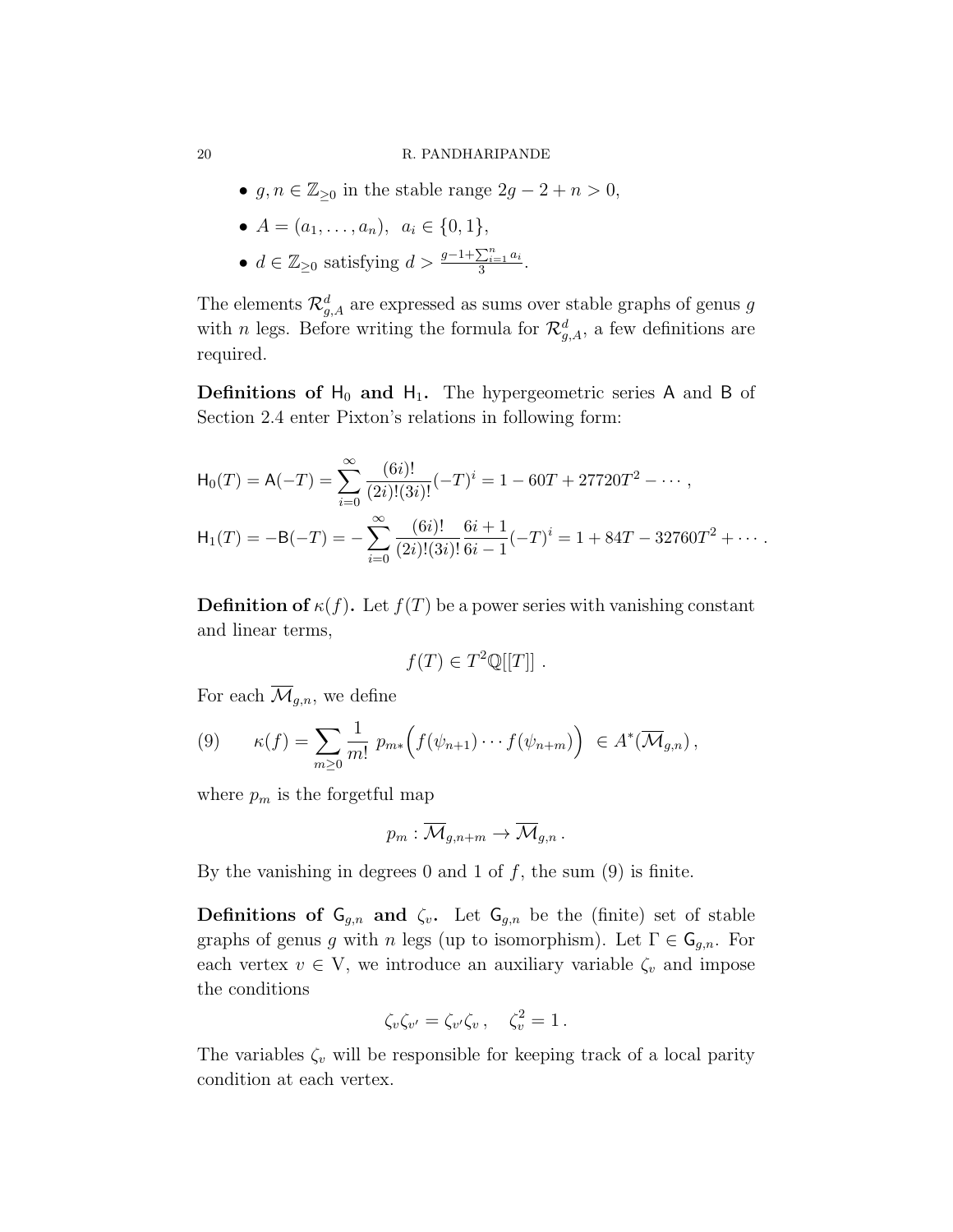- $g, n \in \mathbb{Z}_{\geq 0}$ in the stable range $2g - 2 + n > 0$,
- $A = (a_1, \ldots, a_n)$, $a_i \in \{0, 1\}$,
- $d \in \mathbb{Z}_{\geq 0}$ satisfying $d > \frac{g-1+\sum_{i=1}^n a_i}{3}$.

The elements $\mathcal{R}^d_{g,A}$ are expressed as sums over stable graphs of genus $g$ with $n$ legs. Before writing the formula for $\mathcal{R}^d_{g,A}$, a few definitions are required.

**Definitions of $\mathsf{H}_0$ and $\mathsf{H}_1$.** The hypergeometric series $\mathsf{A}$ and $\mathsf{B}$ of Section 2.4 enter Pixton's relations in following form:

$$\mathsf{H}_0(T) = \mathsf{A}(-T) = \sum_{i=0}^{\infty} \frac{(6i)!}{(2i)!(3i)!}(-T)^i = 1 - 60T + 27720T^2 - \cdots ,$$

$$\mathsf{H}_1(T) = -\mathsf{B}(-T) = -\sum_{i=0}^{\infty} \frac{(6i)!}{(2i)!(3i)!} \frac{6i+1}{6i-1}(-T)^i = 1 + 84T - 32760T^2 + \cdots .$$

**Definition of $\kappa(f)$.** Let $f(T)$ be a power series with vanishing constant and linear terms,

$$f(T) \in T^2\mathbb{Q}[[T]] \ .$$

For each $\overline{\mathcal{M}}_{g,n}$, we define

$$\kappa(f) = \sum_{m \geq 0} \frac{1}{m!} \ p_{m*}\Big(f(\psi_{n+1}) \cdots f(\psi_{n+m})\Big) \ \in A^*(\overline{\mathcal{M}}_{g,n}) \,, \tag{9}$$

where $p_m$ is the forgetful map

$$p_m : \overline{\mathcal{M}}_{g,n+m} \to \overline{\mathcal{M}}_{g,n} \,.$$

By the vanishing in degrees 0 and 1 of $f$, the sum (9) is finite.

**Definitions of $\mathsf{G}_{g,n}$ and $\zeta_v$.** Let $\mathsf{G}_{g,n}$ be the (finite) set of stable graphs of genus $g$ with $n$ legs (up to isomorphism). Let $\Gamma \in \mathsf{G}_{g,n}$. For each vertex $v \in \mathrm{V}$, we introduce an auxiliary variable $\zeta_v$ and impose the conditions

$$\zeta_v \zeta_{v'} = \zeta_{v'} \zeta_v \,, \quad \zeta_v^2 = 1 \,.$$

The variables $\zeta_v$ will be responsible for keeping track of a local parity condition at each vertex.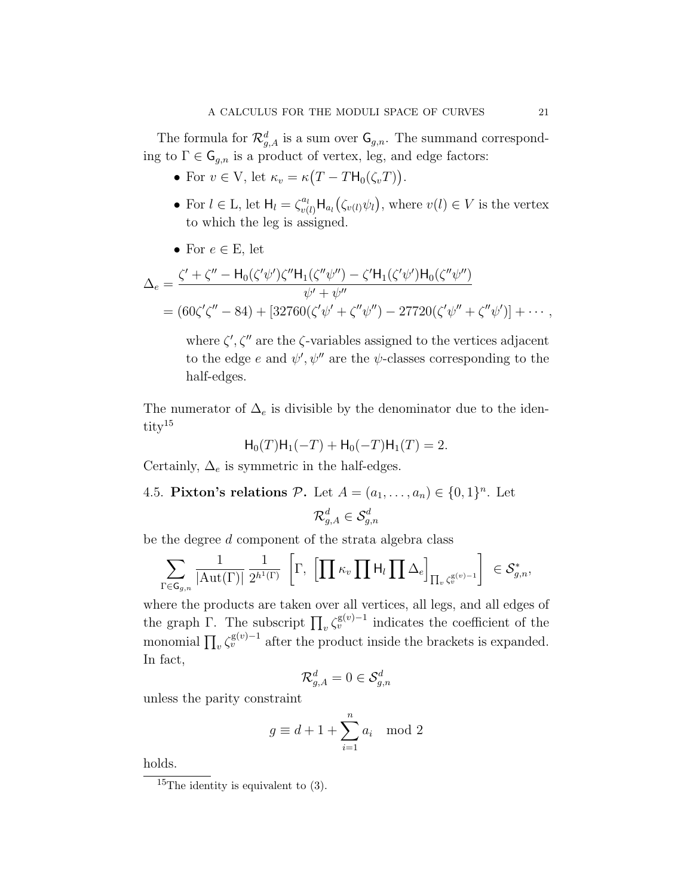The formula for $\mathcal{R}^d_{g,A}$ is a sum over $\mathsf{G}_{g,n}$. The summand corresponding to $\Gamma \in \mathsf{G}_{g,n}$ is a product of vertex, leg, and edge factors:

- For $v \in \mathrm{V}$, let $\kappa_v = \kappa\big(T - T\mathsf{H}_0(\zeta_v T)\big)$.
- For $l \in \mathrm{L}$, let $\mathsf{H}_l = \zeta_{v(l)}^{a_l}\mathsf{H}_{a_l}\big(\zeta_{v(l)}\psi_l\big)$, where $v(l) \in V$ is the vertex to which the leg is assigned.
- For $e \in \mathrm{E}$, let

$$\begin{aligned}
\Delta_e &= \frac{\zeta' + \zeta'' - \mathsf{H}_0(\zeta'\psi')\zeta''\mathsf{H}_1(\zeta''\psi'') - \zeta'\mathsf{H}_1(\zeta'\psi')\mathsf{H}_0(\zeta''\psi'')}{\psi' + \psi''} \\
&= (60\zeta'\zeta'' - 84) + [32760(\zeta'\psi' + \zeta''\psi'') - 27720(\zeta'\psi'' + \zeta''\psi')] + \cdots,
\end{aligned}$$

  where $\zeta', \zeta''$ are the $\zeta$-variables assigned to the vertices adjacent to the edge $e$ and $\psi', \psi''$ are the $\psi$-classes corresponding to the half-edges.

The numerator of $\Delta_e$ is divisible by the denominator due to the identity[15]

$$\mathsf{H}_0(T)\mathsf{H}_1(-T) + \mathsf{H}_0(-T)\mathsf{H}_1(T) = 2.$$

Certainly, $\Delta_e$ is symmetric in the half-edges.

4.5. **Pixton's relations $\mathcal{P}$.** Let $A = (a_1, \ldots, a_n) \in \{0,1\}^n$. Let

$$\mathcal{R}^d_{g,A} \in \mathcal{S}^d_{g,n}$$

be the degree $d$ component of the strata algebra class

$$\sum_{\Gamma \in \mathsf{G}_{g,n}} \frac{1}{|\mathrm{Aut}(\Gamma)|} \frac{1}{2^{h^1(\Gamma)}} \left[\Gamma,\ \left[\prod \kappa_v \prod \mathsf{H}_l \prod \Delta_e\right]_{\prod_v \zeta_v^{\mathrm{g}(v)-1}}\right] \in \mathcal{S}^*_{g,n},$$

where the products are taken over all vertices, all legs, and all edges of the graph $\Gamma$. The subscript $\prod_v \zeta_v^{\mathrm{g}(v)-1}$ indicates the coefficient of the monomial $\prod_v \zeta_v^{\mathrm{g}(v)-1}$ after the product inside the brackets is expanded. In fact,

$$\mathcal{R}^d_{g,A} = 0 \in \mathcal{S}^d_{g,n}$$

unless the parity constraint

$$g \equiv d + 1 + \sum_{i=1}^n a_i \mod 2$$

holds.

---

[15]The identity is equivalent to (3).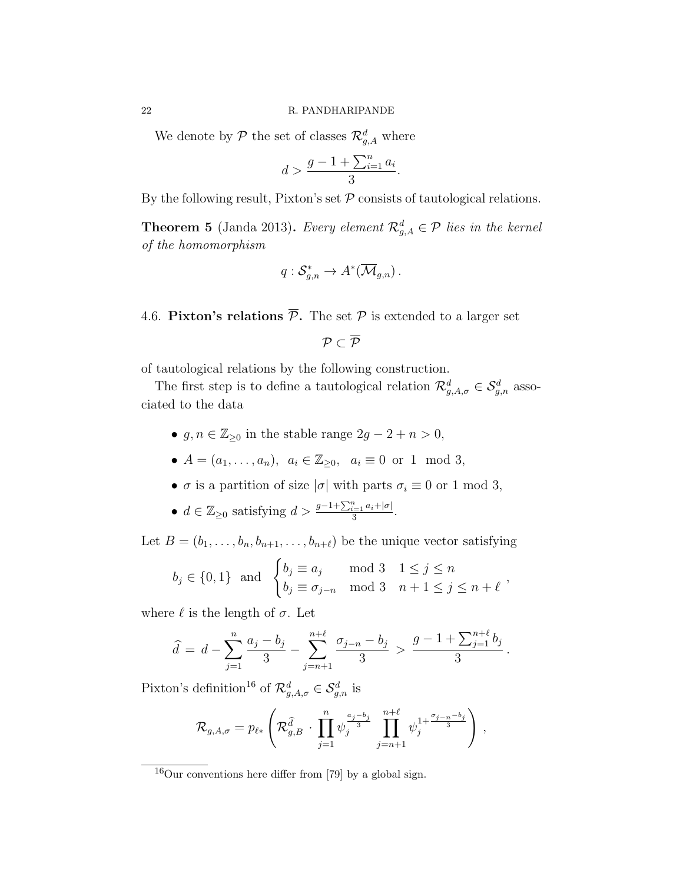We denote by $\mathcal{P}$ the set of classes $\mathcal{R}^d_{g,A}$ where

$$d > \frac{g-1+\sum_{i=1}^n a_i}{3}.$$

By the following result, Pixton's set $\mathcal{P}$ consists of tautological relations.

**Theorem 5** (Janda 2013)**.** *Every element $\mathcal{R}^d_{g,A} \in \mathcal{P}$ lies in the kernel of the homomorphism*

$$q : \mathcal{S}^*_{g,n} \to A^*(\overline{\mathcal{M}}_{g,n}).$$

### 4.6. Pixton's relations $\overline{\mathcal{P}}$.

The set $\mathcal{P}$ is extended to a larger set

$$\mathcal{P} \subset \overline{\mathcal{P}}$$

of tautological relations by the following construction.

The first step is to define a tautological relation $\mathcal{R}^d_{g,A,\sigma} \in \mathcal{S}^d_{g,n}$ associated to the data

- $g, n \in \mathbb{Z}_{\geq 0}$ in the stable range $2g-2+n > 0$,
- $A = (a_1, \ldots, a_n), \;\; a_i \in \mathbb{Z}_{\geq 0}, \;\; a_i \equiv 0 \text{ or } 1 \mod 3$,
- $\sigma$ is a partition of size $|\sigma|$ with parts $\sigma_i \equiv 0$ or $1 \mod 3$,
- $d \in \mathbb{Z}_{\geq 0}$ satisfying $d > \frac{g-1+\sum_{i=1}^n a_i + |\sigma|}{3}$.

Let $B = (b_1, \ldots, b_n, b_{n+1}, \ldots, b_{n+\ell})$ be the unique vector satisfying

$$b_j \in \{0,1\} \;\;\text{and}\;\; \begin{cases} b_j \equiv a_j & \mod 3 \quad 1 \leq j \leq n \\ b_j \equiv \sigma_{j-n} & \mod 3 \quad n+1 \leq j \leq n+\ell \end{cases},$$

where $\ell$ is the length of $\sigma$. Let

$$\widehat{d} = d - \sum_{j=1}^{n} \frac{a_j - b_j}{3} - \sum_{j=n+1}^{n+\ell} \frac{\sigma_{j-n} - b_j}{3} > \frac{g-1+\sum_{j=1}^{n+\ell} b_j}{3}.$$

Pixton's definition[16] of $\mathcal{R}^d_{g,A,\sigma} \in \mathcal{S}^d_{g,n}$ is

$$\mathcal{R}_{g,A,\sigma} = p_{\ell *}\left( \mathcal{R}^{\widehat{d}}_{g,B} \cdot \prod_{j=1}^{n} \psi_j^{\frac{a_j - b_j}{3}} \prod_{j=n+1}^{n+\ell} \psi_j^{1+\frac{\sigma_{j-n}-b_j}{3}} \right),$$

[16] Our conventions here differ from [79] by a global sign.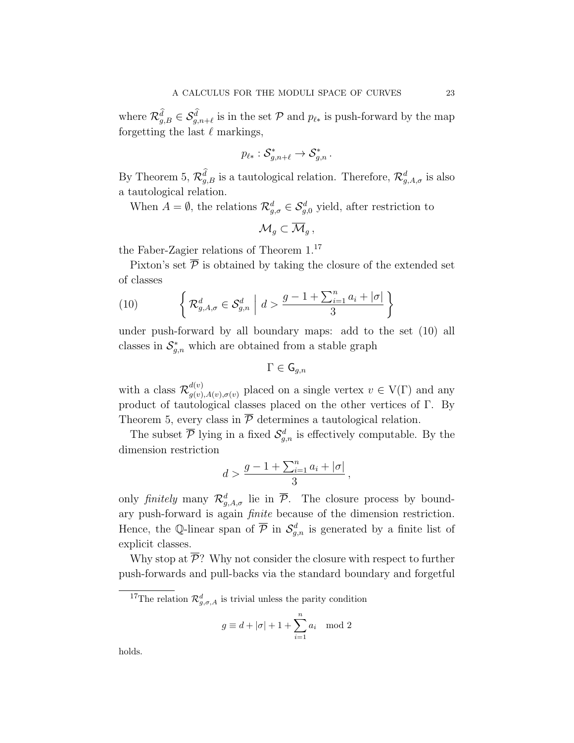where $\mathcal{R}^{\widehat{d}}_{g,B} \in \mathcal{S}^{\widehat{d}}_{g,n+\ell}$ is in the set $\mathcal{P}$ and $p_{\ell *}$ is push-forward by the map forgetting the last $\ell$ markings,

$$p_{\ell *} : \mathcal{S}^*_{g,n+\ell} \to \mathcal{S}^*_{g,n} \,.$$

By Theorem 5, $\mathcal{R}^{\widehat{d}}_{g,B}$ is a tautological relation. Therefore, $\mathcal{R}^d_{g,A,\sigma}$ is also a tautological relation.

When $A = \emptyset$, the relations $\mathcal{R}^d_{g,\sigma} \in \mathcal{S}^d_{g,0}$ yield, after restriction to

$$\mathcal{M}_g \subset \overline{\mathcal{M}}_g \,,$$

the Faber-Zagier relations of Theorem 1.[17]

Pixton's set $\overline{\mathcal{P}}$ is obtained by taking the closure of the extended set of classes

$$\left\{ \mathcal{R}^d_{g,A,\sigma} \in \mathcal{S}^d_{g,n} \;\middle|\; d > \frac{g - 1 + \sum_{i=1}^n a_i + |\sigma|}{3} \right\} \tag{10}$$

under push-forward by all boundary maps: add to the set (10) all classes in $\mathcal{S}^*_{g,n}$ which are obtained from a stable graph

$$\Gamma \in \mathsf{G}_{g,n}$$

with a class $\mathcal{R}^{d(v)}_{g(v),A(v),\sigma(v)}$ placed on a single vertex $v \in \mathrm{V}(\Gamma)$ and any product of tautological classes placed on the other vertices of $\Gamma$. By Theorem 5, every class in $\overline{\mathcal{P}}$ determines a tautological relation.

The subset $\overline{\mathcal{P}}$ lying in a fixed $\mathcal{S}^d_{g,n}$ is effectively computable. By the dimension restriction

$$d > \frac{g - 1 + \sum_{i=1}^n a_i + |\sigma|}{3} \,,$$

only *finitely* many $\mathcal{R}^d_{g,A,\sigma}$ lie in $\overline{\mathcal{P}}$. The closure process by boundary push-forward is again *finite* because of the dimension restriction. Hence, the $\mathbb{Q}$-linear span of $\overline{\mathcal{P}}$ in $\mathcal{S}^d_{g,n}$ is generated by a finite list of explicit classes.

Why stop at $\overline{\mathcal{P}}$? Why not consider the closure with respect to further push-forwards and pull-backs via the standard boundary and forgetful

---

[17] The relation $\mathcal{R}^d_{g,\sigma,A}$ is trivial unless the parity condition

$$g \equiv d + |\sigma| + 1 + \sum_{i=1}^n a_i \mod 2$$

holds.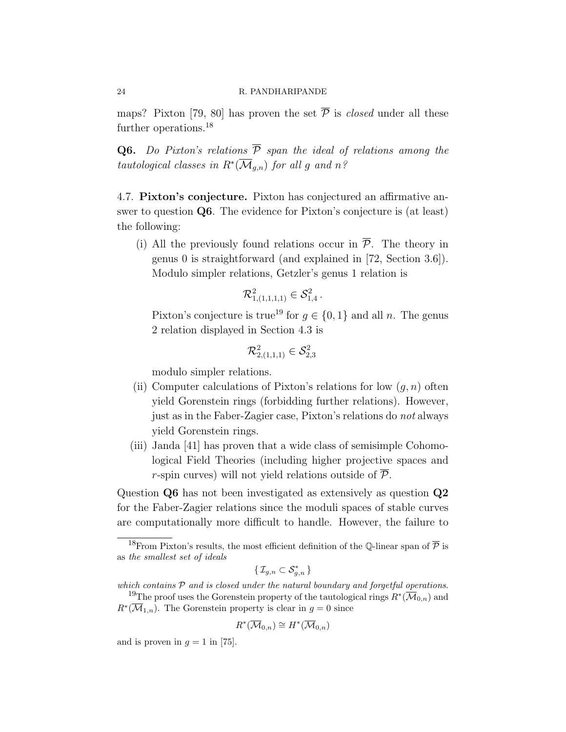maps? Pixton [79, 80] has proven the set $\overline{\mathcal{P}}$ is *closed* under all these further operations.[18]

**Q6.** *Do Pixton's relations $\overline{\mathcal{P}}$ span the ideal of relations among the tautological classes in $R^*(\overline{\mathcal{M}}_{g,n})$ for all $g$ and $n$?*

4.7. **Pixton's conjecture.** Pixton has conjectured an affirmative answer to question **Q6**. The evidence for Pixton's conjecture is (at least) the following:

(i) All the previously found relations occur in $\overline{\mathcal{P}}$. The theory in genus 0 is straightforward (and explained in [72, Section 3.6]). Modulo simpler relations, Getzler's genus 1 relation is

$$\mathcal{R}^2_{1,(1,1,1,1)} \in \mathcal{S}^2_{1,4}\,.$$

Pixton's conjecture is true[19] for $g \in \{0,1\}$ and all $n$. The genus 2 relation displayed in Section 4.3 is

$$\mathcal{R}^2_{2,(1,1,1)} \in \mathcal{S}^2_{2,3}$$

modulo simpler relations.

(ii) Computer calculations of Pixton's relations for low $(g,n)$ often yield Gorenstein rings (forbidding further relations). However, just as in the Faber-Zagier case, Pixton's relations do *not* always yield Gorenstein rings.

(iii) Janda [41] has proven that a wide class of semisimple Cohomological Field Theories (including higher projective spaces and $r$-spin curves) will not yield relations outside of $\overline{\mathcal{P}}$.

Question **Q6** has not been investigated as extensively as question **Q2** for the Faber-Zagier relations since the moduli spaces of stable curves are computationally more difficult to handle. However, the failure to

---

[18] From Pixton's results, the most efficient definition of the $\mathbb{Q}$-linear span of $\overline{\mathcal{P}}$ is as *the smallest set of ideals*

$$\{\, \mathcal{I}_{g,n} \subset \mathcal{S}^*_{g,n} \,\}$$

*which contains $\mathcal{P}$ and is closed under the natural boundary and forgetful operations.*

[19] The proof uses the Gorenstein property of the tautological rings $R^*(\overline{\mathcal{M}}_{0,n})$ and $R^*(\overline{\mathcal{M}}_{1,n})$. The Gorenstein property is clear in $g = 0$ since

$$R^*(\overline{\mathcal{M}}_{0,n}) \cong H^*(\overline{\mathcal{M}}_{0,n})$$

and is proven in $g = 1$ in [75].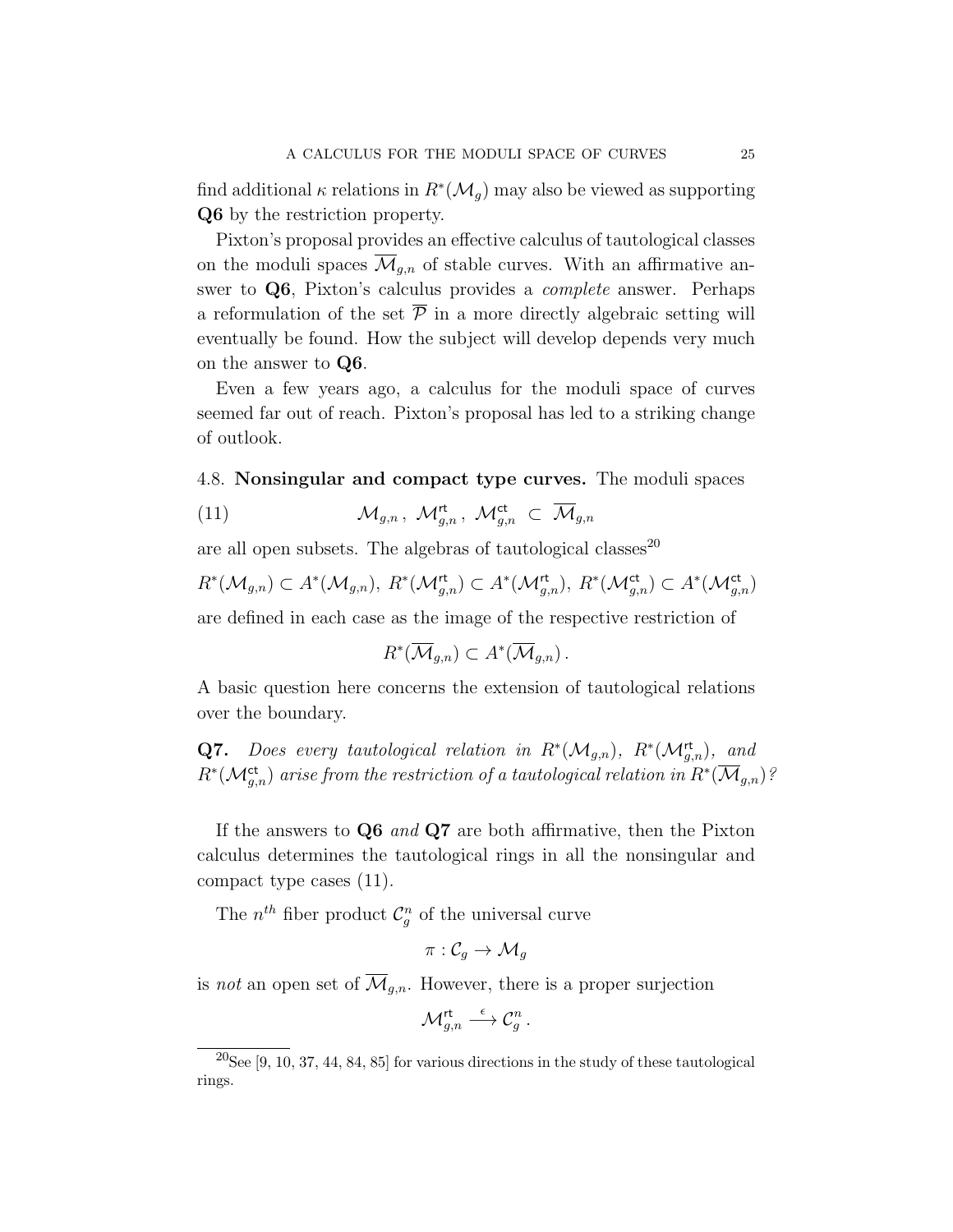find additional $\kappa$ relations in $R^*(\mathcal{M}_g)$ may also be viewed as supporting **Q6** by the restriction property.

Pixton's proposal provides an effective calculus of tautological classes on the moduli spaces $\overline{\mathcal{M}}_{g,n}$ of stable curves. With an affirmative answer to **Q6**, Pixton's calculus provides a *complete* answer. Perhaps a reformulation of the set $\overline{\mathcal{P}}$ in a more directly algebraic setting will eventually be found. How the subject will develop depends very much on the answer to **Q6**.

Even a few years ago, a calculus for the moduli space of curves seemed far out of reach. Pixton's proposal has led to a striking change of outlook.

4.8. **Nonsingular and compact type curves.** The moduli spaces

$$\mathcal{M}_{g,n}\,,\ \mathcal{M}^{\mathsf{rt}}_{g,n}\,,\ \mathcal{M}^{\mathsf{ct}}_{g,n}\ \subset\ \overline{\mathcal{M}}_{g,n} \tag{11}$$

are all open subsets. The algebras of tautological classes[20]

$$R^*(\mathcal{M}_{g,n}) \subset A^*(\mathcal{M}_{g,n}),\ R^*(\mathcal{M}^{\mathsf{rt}}_{g,n}) \subset A^*(\mathcal{M}^{\mathsf{rt}}_{g,n}),\ R^*(\mathcal{M}^{\mathsf{ct}}_{g,n}) \subset A^*(\mathcal{M}^{\mathsf{ct}}_{g,n})$$

are defined in each case as the image of the respective restriction of

$$R^*(\overline{\mathcal{M}}_{g,n}) \subset A^*(\overline{\mathcal{M}}_{g,n})\,.$$

A basic question here concerns the extension of tautological relations over the boundary.

**Q7.** *Does every tautological relation in $R^*(\mathcal{M}_{g,n})$, $R^*(\mathcal{M}^{\mathsf{rt}}_{g,n})$, and $R^*(\mathcal{M}^{\mathsf{ct}}_{g,n})$ arise from the restriction of a tautological relation in $R^*(\overline{\mathcal{M}}_{g,n})$?*

If the answers to **Q6** *and* **Q7** are both affirmative, then the Pixton calculus determines the tautological rings in all the nonsingular and compact type cases (11).

The $n^{th}$ fiber product $\mathcal{C}^n_g$ of the universal curve

$$\pi : \mathcal{C}_g \to \mathcal{M}_g$$

is *not* an open set of $\overline{\mathcal{M}}_{g,n}$. However, there is a proper surjection

$$\mathcal{M}^{\mathsf{rt}}_{g,n} \stackrel{\epsilon}{\longrightarrow} \mathcal{C}^n_g\,.$$

[20] See [9, 10, 37, 44, 84, 85] for various directions in the study of these tautological rings.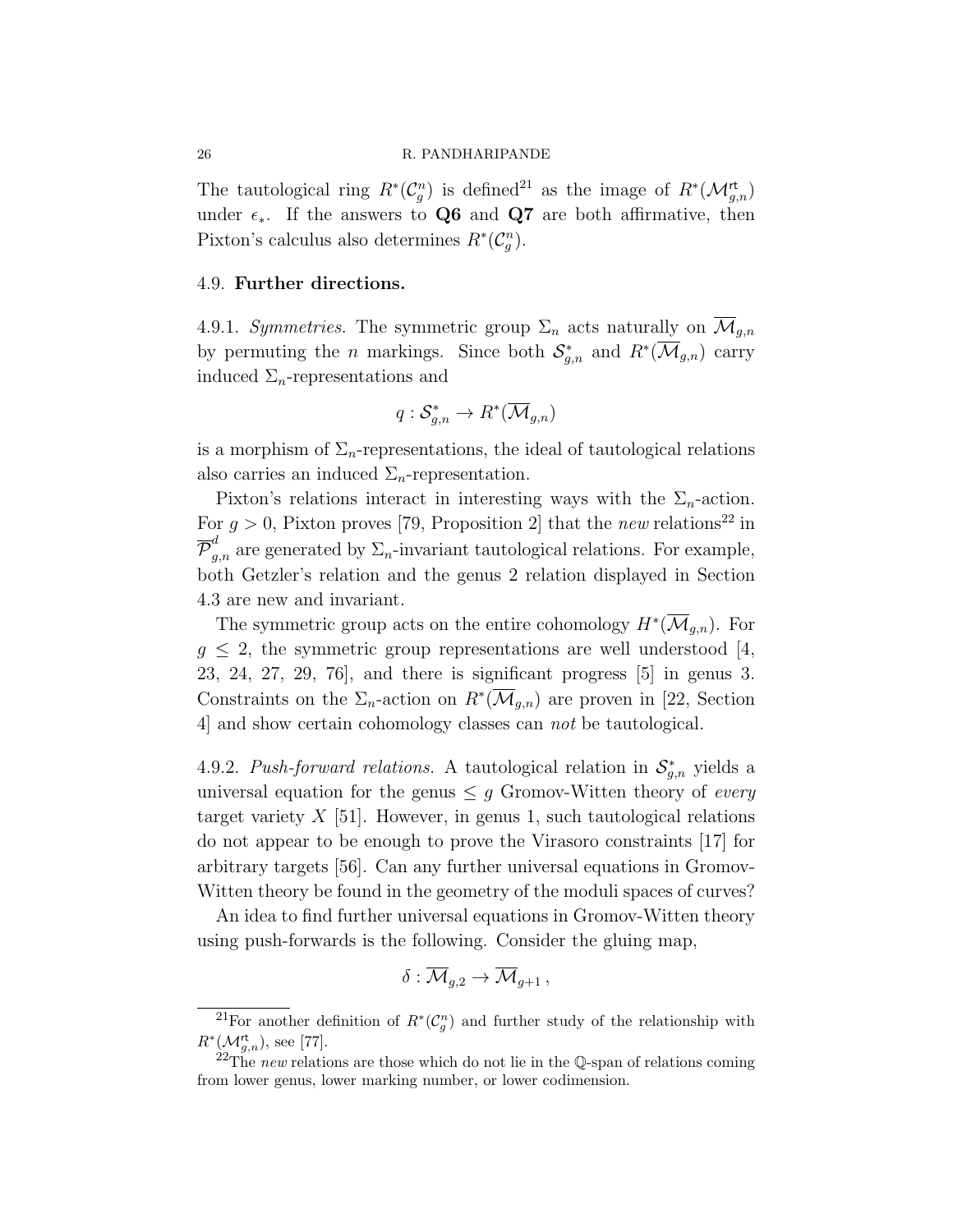The tautological ring $R^*(\mathcal{C}_g^n)$ is defined[21] as the image of $R^*(\mathcal{M}_{g,n}^{\mathsf{rt}})$ under $\epsilon_*$. If the answers to **Q6** and **Q7** are both affirmative, then Pixton's calculus also determines $R^*(\mathcal{C}_g^n)$.

### 4.9. **Further directions.**

4.9.1. *Symmetries.* The symmetric group $\Sigma_n$ acts naturally on $\overline{\mathcal{M}}_{g,n}$ by permuting the $n$ markings. Since both $\mathcal{S}_{g,n}^*$ and $R^*(\overline{\mathcal{M}}_{g,n})$ carry induced $\Sigma_n$-representations and

$$q : \mathcal{S}_{g,n}^* \to R^*(\overline{\mathcal{M}}_{g,n})$$

is a morphism of $\Sigma_n$-representations, the ideal of tautological relations also carries an induced $\Sigma_n$-representation.

Pixton's relations interact in interesting ways with the $\Sigma_n$-action. For $g > 0$, Pixton proves [79, Proposition 2] that the *new* relations[22] in $\overline{\mathcal{P}}_{g,n}^d$ are generated by $\Sigma_n$-invariant tautological relations. For example, both Getzler's relation and the genus 2 relation displayed in Section 4.3 are new and invariant.

The symmetric group acts on the entire cohomology $H^*(\overline{\mathcal{M}}_{g,n})$. For $g \leq 2$, the symmetric group representations are well understood [4, 23, 24, 27, 29, 76], and there is significant progress [5] in genus 3. Constraints on the $\Sigma_n$-action on $R^*(\overline{\mathcal{M}}_{g,n})$ are proven in [22, Section 4] and show certain cohomology classes can *not* be tautological.

4.9.2. *Push-forward relations.* A tautological relation in $\mathcal{S}_{g,n}^*$ yields a universal equation for the genus $\leq g$ Gromov-Witten theory of *every* target variety $X$ [51]. However, in genus 1, such tautological relations do not appear to be enough to prove the Virasoro constraints [17] for arbitrary targets [56]. Can any further universal equations in Gromov-Witten theory be found in the geometry of the moduli spaces of curves?

An idea to find further universal equations in Gromov-Witten theory using push-forwards is the following. Consider the gluing map,

$$\delta : \overline{\mathcal{M}}_{g,2} \to \overline{\mathcal{M}}_{g+1} ,$$

[21] For another definition of $R^*(\mathcal{C}_g^n)$ and further study of the relationship with $R^*(\mathcal{M}_{g,n}^{\mathsf{rt}})$, see [77].

[22] The *new* relations are those which do not lie in the $\mathbb{Q}$-span of relations coming from lower genus, lower marking number, or lower codimension.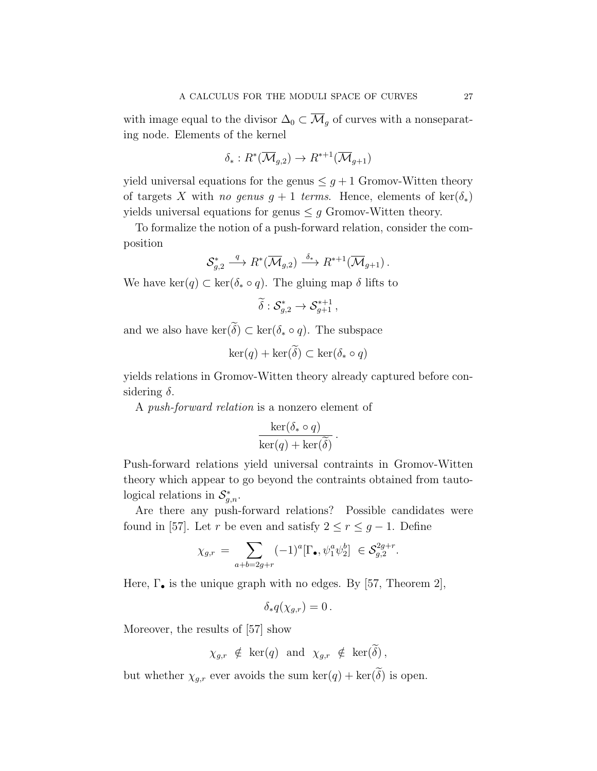with image equal to the divisor $\Delta_0 \subset \overline{\mathcal{M}}_g$ of curves with a nonseparating node. Elements of the kernel

$$\delta_* : R^*(\overline{\mathcal{M}}_{g,2}) \to R^{*+1}(\overline{\mathcal{M}}_{g+1})$$

yield universal equations for the genus $\leq g+1$ Gromov-Witten theory of targets $X$ with *no genus $g+1$ terms*. Hence, elements of $\ker(\delta_*)$ yields universal equations for genus $\leq g$ Gromov-Witten theory.

To formalize the notion of a push-forward relation, consider the composition

$$\mathcal{S}^*_{g,2} \xrightarrow{\ q\ } R^*(\overline{\mathcal{M}}_{g,2}) \xrightarrow{\ \delta_*\ } R^{*+1}(\overline{\mathcal{M}}_{g+1})\,.$$

We have $\ker(q) \subset \ker(\delta_* \circ q)$. The gluing map $\delta$ lifts to

$$\widetilde{\delta} : \mathcal{S}^*_{g,2} \to \mathcal{S}^{*+1}_{g+1}\,,$$

and we also have $\ker(\widetilde{\delta}) \subset \ker(\delta_* \circ q)$. The subspace

$$\ker(q) + \ker(\widetilde{\delta}) \subset \ker(\delta_* \circ q)$$

yields relations in Gromov-Witten theory already captured before considering $\delta$.

A *push-forward relation* is a nonzero element of

$$\frac{\ker(\delta_* \circ q)}{\ker(q) + \ker(\widetilde{\delta})}\,.$$

Push-forward relations yield universal contraints in Gromov-Witten theory which appear to go beyond the contraints obtained from tautological relations in $\mathcal{S}^*_{g,n}$.

Are there any push-forward relations? Possible candidates were found in [57]. Let $r$ be even and satisfy $2 \leq r \leq g-1$. Define

$$\chi_{g,r} \;=\; \sum_{a+b=2g+r} (-1)^a [\Gamma_\bullet, \psi_1^a \psi_2^b] \;\in \mathcal{S}^{2g+r}_{g,2}\,.$$

Here, $\Gamma_\bullet$ is the unique graph with no edges. By [57, Theorem 2],

$$\delta_* q(\chi_{g,r}) = 0\,.$$

Moreover, the results of [57] show

$$\chi_{g,r} \;\notin\; \ker(q) \;\text{ and }\; \chi_{g,r} \;\notin\; \ker(\widetilde{\delta})\,,$$

but whether $\chi_{g,r}$ ever avoids the sum $\ker(q) + \ker(\widetilde{\delta})$ is open.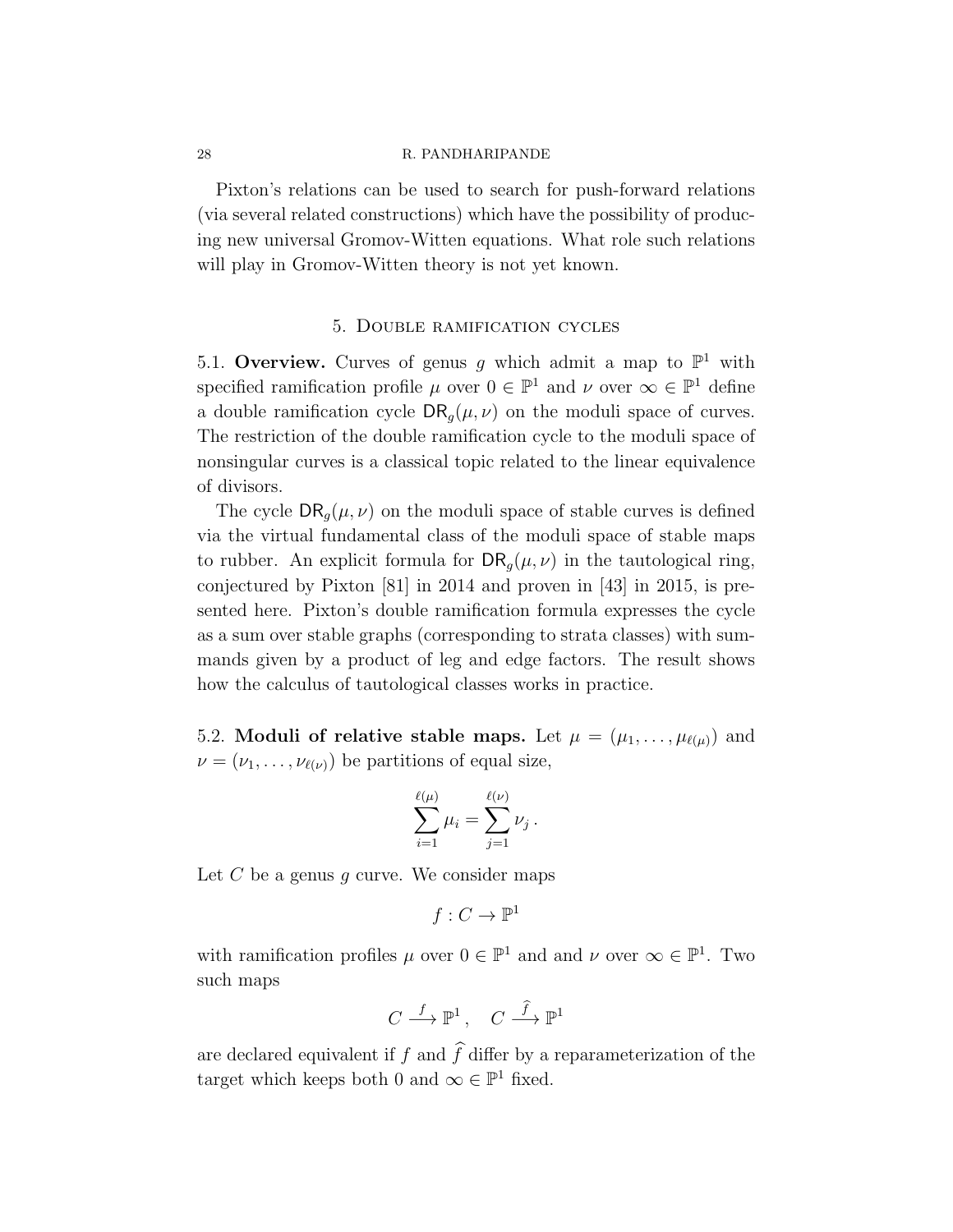Pixton's relations can be used to search for push-forward relations (via several related constructions) which have the possibility of producing new universal Gromov-Witten equations. What role such relations will play in Gromov-Witten theory is not yet known.

## 5. Double ramification cycles

5.1. **Overview.** Curves of genus $g$ which admit a map to $\mathbb{P}^1$ with specified ramification profile $\mu$ over $0 \in \mathbb{P}^1$ and $\nu$ over $\infty \in \mathbb{P}^1$ define a double ramification cycle $\mathsf{DR}_g(\mu, \nu)$ on the moduli space of curves. The restriction of the double ramification cycle to the moduli space of nonsingular curves is a classical topic related to the linear equivalence of divisors.

The cycle $\mathsf{DR}_g(\mu, \nu)$ on the moduli space of stable curves is defined via the virtual fundamental class of the moduli space of stable maps to rubber. An explicit formula for $\mathsf{DR}_g(\mu, \nu)$ in the tautological ring, conjectured by Pixton [81] in 2014 and proven in [43] in 2015, is presented here. Pixton's double ramification formula expresses the cycle as a sum over stable graphs (corresponding to strata classes) with summands given by a product of leg and edge factors. The result shows how the calculus of tautological classes works in practice.

5.2. **Moduli of relative stable maps.** Let $\mu = (\mu_1, \ldots, \mu_{\ell(\mu)})$ and $\nu = (\nu_1, \ldots, \nu_{\ell(\nu)})$ be partitions of equal size,

$$\sum_{i=1}^{\ell(\mu)} \mu_i = \sum_{j=1}^{\ell(\nu)} \nu_j \, .$$

Let $C$ be a genus $g$ curve. We consider maps

$$f : C \to \mathbb{P}^1$$

with ramification profiles $\mu$ over $0 \in \mathbb{P}^1$ and and $\nu$ over $\infty \in \mathbb{P}^1$. Two such maps

$$C \xrightarrow{f} \mathbb{P}^1 \, , \quad C \xrightarrow{\widehat{f}} \mathbb{P}^1$$

are declared equivalent if $f$ and $\widehat{f}$ differ by a reparameterization of the target which keeps both $0$ and $\infty \in \mathbb{P}^1$ fixed.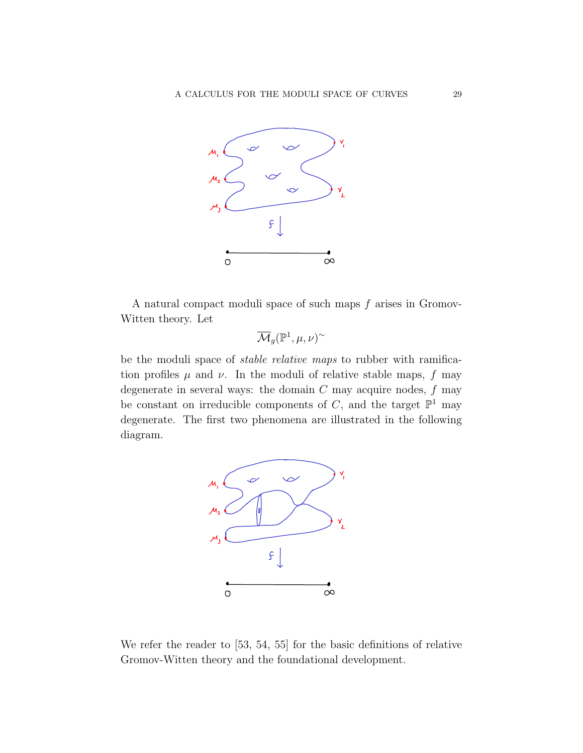A natural compact moduli space of such maps $f$ arises in Gromov-Witten theory. Let

$$\overline{\mathcal{M}}_g(\mathbb{P}^1, \mu, \nu)^{\sim}$$

be the moduli space of *stable relative maps* to rubber with ramification profiles $\mu$ and $\nu$. In the moduli of relative stable maps, $f$ may degenerate in several ways: the domain $C$ may acquire nodes, $f$ may be constant on irreducible components of $C$, and the target $\mathbb{P}^1$ may degenerate. The first two phenomena are illustrated in the following diagram.

We refer the reader to [53, 54, 55] for the basic definitions of relative Gromov-Witten theory and the foundational development.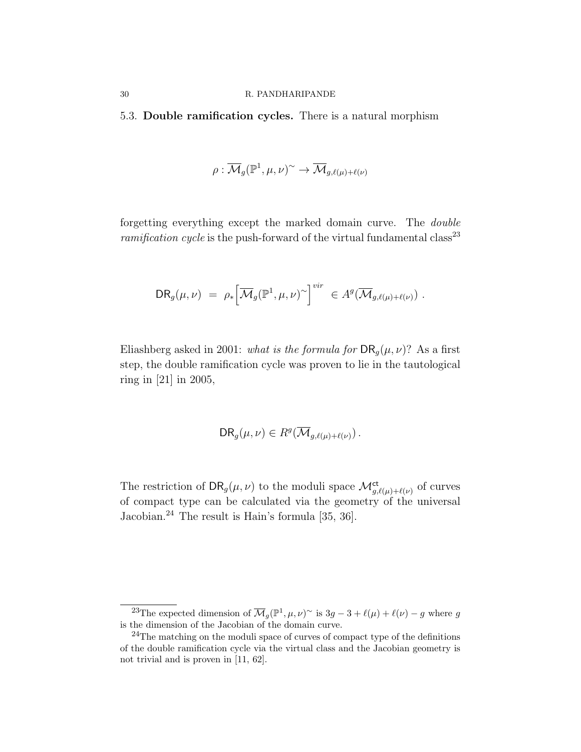### 5.3. **Double ramification cycles.**

There is a natural morphism

$$\rho : \overline{\mathcal{M}}_g(\mathbb{P}^1, \mu, \nu)^\sim \to \overline{\mathcal{M}}_{g,\ell(\mu)+\ell(\nu)}$$

forgetting everything except the marked domain curve. The *double ramification cycle* is the push-forward of the virtual fundamental class[23]

$$\mathsf{DR}_g(\mu, \nu) \;=\; \rho_*\Big[\overline{\mathcal{M}}_g(\mathbb{P}^1, \mu, \nu)^\sim\Big]^{vir} \;\in A^g(\overline{\mathcal{M}}_{g,\ell(\mu)+\ell(\nu)}) \;.$$

Eliashberg asked in 2001: *what is the formula for* $\mathsf{DR}_g(\mu, \nu)$? As a first step, the double ramification cycle was proven to lie in the tautological ring in [21] in 2005,

$$\mathsf{DR}_g(\mu, \nu) \in R^g(\overline{\mathcal{M}}_{g,\ell(\mu)+\ell(\nu)})\,.$$

The restriction of $\mathsf{DR}_g(\mu, \nu)$ to the moduli space $\mathcal{M}^{\mathsf{ct}}_{g,\ell(\mu)+\ell(\nu)}$ of curves of compact type can be calculated via the geometry of the universal Jacobian.[24] The result is Hain's formula [35, 36].

---

[23] The expected dimension of $\overline{\mathcal{M}}_g(\mathbb{P}^1, \mu, \nu)^\sim$ is $3g - 3 + \ell(\mu) + \ell(\nu) - g$ where $g$ is the dimension of the Jacobian of the domain curve.

[24] The matching on the moduli space of curves of compact type of the definitions of the double ramification cycle via the virtual class and the Jacobian geometry is not trivial and is proven in [11, 62].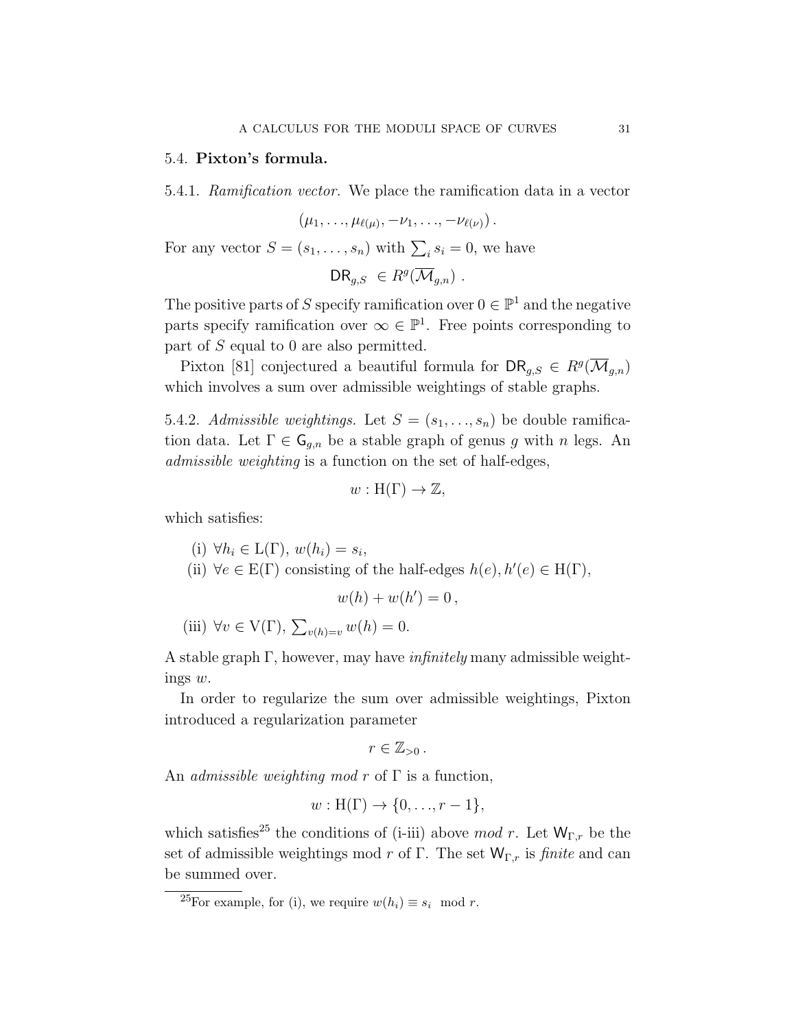## 5.4. **Pixton's formula.**

5.4.1. *Ramification vector.* We place the ramification data in a vector

$$(\mu_1, \ldots, \mu_{\ell(\mu)}, -\nu_1, \ldots, -\nu_{\ell(\nu)}) .$$

For any vector $S = (s_1, \ldots, s_n)$ with $\sum_i s_i = 0$, we have

$$\mathsf{DR}_{g,S} \ \in R^g(\overline{\mathcal{M}}_{g,n}) \ .$$

The positive parts of $S$ specify ramification over $0 \in \mathbb{P}^1$ and the negative parts specify ramification over $\infty \in \mathbb{P}^1$. Free points corresponding to part of $S$ equal to 0 are also permitted.

Pixton [81] conjectured a beautiful formula for $\mathsf{DR}_{g,S} \in R^g(\overline{\mathcal{M}}_{g,n})$ which involves a sum over admissible weightings of stable graphs.

5.4.2. *Admissible weightings.* Let $S = (s_1, \ldots, s_n)$ be double ramification data. Let $\Gamma \in \mathsf{G}_{g,n}$ be a stable graph of genus $g$ with $n$ legs. An *admissible weighting* is a function on the set of half-edges,

$$w : \mathrm{H}(\Gamma) \to \mathbb{Z},$$

which satisfies:

(i) $\forall h_i \in \mathrm{L}(\Gamma)$, $w(h_i) = s_i$,

(ii) $\forall e \in \mathrm{E}(\Gamma)$ consisting of the half-edges $h(e), h'(e) \in \mathrm{H}(\Gamma)$,

$$w(h) + w(h') = 0 \, ,$$

(iii) $\forall v \in \mathrm{V}(\Gamma)$, $\sum_{v(h)=v} w(h) = 0$.

A stable graph $\Gamma$, however, may have *infinitely* many admissible weightings $w$.

In order to regularize the sum over admissible weightings, Pixton introduced a regularization parameter

$$r \in \mathbb{Z}_{>0} \, .$$

An *admissible weighting mod* $r$ of $\Gamma$ is a function,

$$w : \mathrm{H}(\Gamma) \to \{0, \ldots, r-1\},$$

which satisfies[25] the conditions of (i-iii) above *mod* $r$. Let $\mathsf{W}_{\Gamma,r}$ be the set of admissible weightings mod $r$ of $\Gamma$. The set $\mathsf{W}_{\Gamma,r}$ is *finite* and can be summed over.

[25] For example, for (i), we require $w(h_i) \equiv s_i \mod r$.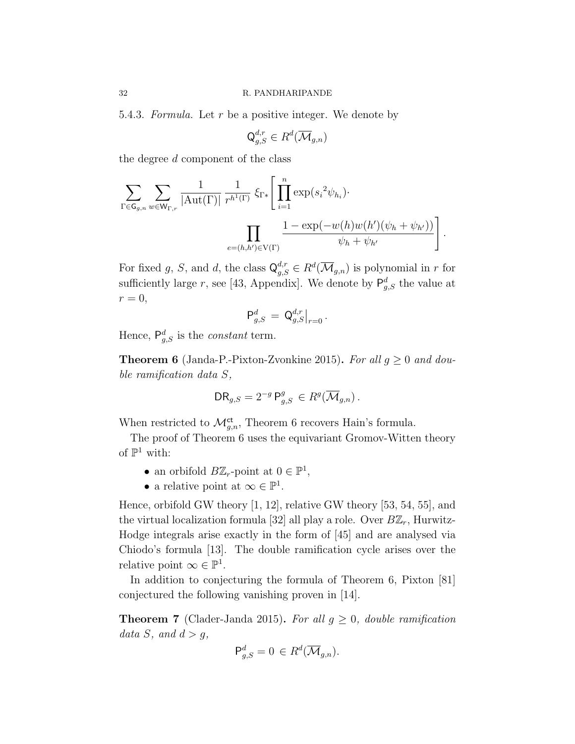5.4.3. *Formula.* Let $r$ be a positive integer. We denote by

$$\mathsf{Q}_{g,S}^{d,r} \in R^d(\overline{\mathcal{M}}_{g,n})$$

the degree $d$ component of the class

$$\sum_{\Gamma \in \mathsf{G}_{g,n}} \sum_{w \in \mathsf{W}_{\Gamma,r}} \frac{1}{|\mathrm{Aut}(\Gamma)|} \frac{1}{r^{h^1(\Gamma)}} \xi_{\Gamma*}\Bigg[\prod_{i=1}^n \exp({s_i}^2 \psi_{h_i}) \cdot \prod_{e=(h,h') \in \mathrm{V}(\Gamma)} \frac{1-\exp(-w(h)w(h')(\psi_h + \psi_{h'}))}{\psi_h + \psi_{h'}}\Bigg].$$

For fixed $g$, $S$, and $d$, the class $\mathsf{Q}_{g,S}^{d,r} \in R^d(\overline{\mathcal{M}}_{g,n})$ is polynomial in $r$ for sufficiently large $r$, see [43, Appendix]. We denote by $\mathsf{P}_{g,S}^d$ the value at $r = 0$,

$$\mathsf{P}_{g,S}^d = \mathsf{Q}_{g,S}^{d,r}\big|_{r=0}.$$

Hence, $\mathsf{P}_{g,S}^d$ is the *constant* term.

**Theorem 6** (Janda-P.-Pixton-Zvonkine 2015)**.** *For all $g \geq 0$ and double ramification data $S$,*

$$\mathsf{DR}_{g,S} = 2^{-g}\, \mathsf{P}_{g,S}^g \in R^g(\overline{\mathcal{M}}_{g,n}).$$

When restricted to $\mathcal{M}_{g,n}^{\mathsf{ct}}$, Theorem 6 recovers Hain's formula.

The proof of Theorem 6 uses the equivariant Gromov-Witten theory of $\mathbb{P}^1$ with:

- an orbifold $B\mathbb{Z}_r$-point at $0 \in \mathbb{P}^1$,
- a relative point at $\infty \in \mathbb{P}^1$.

Hence, orbifold GW theory [1, 12], relative GW theory [53, 54, 55], and the virtual localization formula [32] all play a role. Over $B\mathbb{Z}_r$, Hurwitz-Hodge integrals arise exactly in the form of [45] and are analysed via Chiodo's formula [13]. The double ramification cycle arises over the relative point $\infty \in \mathbb{P}^1$.

In addition to conjecturing the formula of Theorem 6, Pixton [81] conjectured the following vanishing proven in [14].

**Theorem 7** (Clader-Janda 2015)**.** *For all $g \geq 0$, double ramification data $S$, and $d > g$,*

$$\mathsf{P}_{g,S}^d = 0 \in R^d(\overline{\mathcal{M}}_{g,n}).$$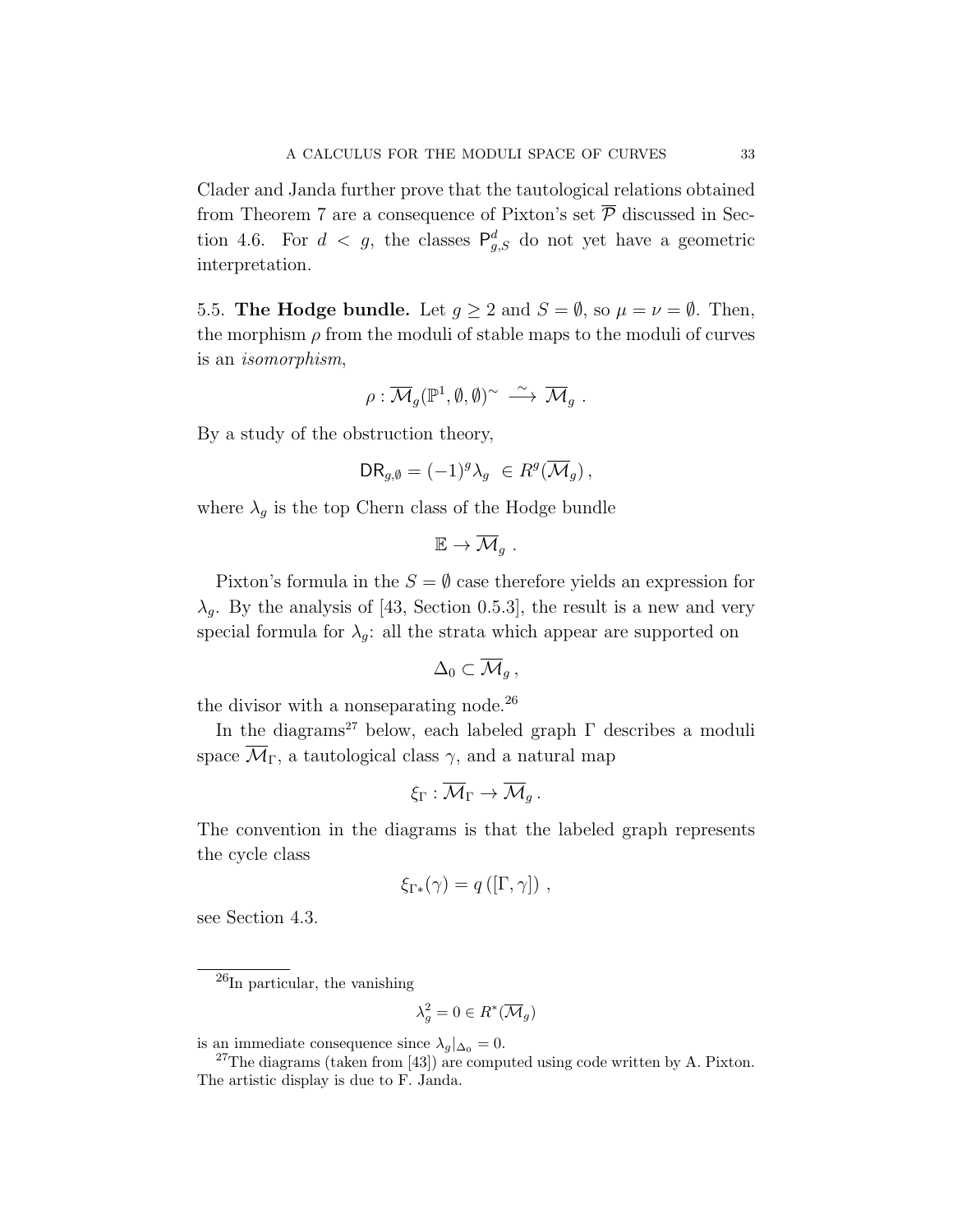Clader and Janda further prove that the tautological relations obtained from Theorem 7 are a consequence of Pixton's set $\overline{\mathcal{P}}$ discussed in Section 4.6. For $d < g$, the classes $\mathsf{P}^d_{g,S}$ do not yet have a geometric interpretation.

5.5. **The Hodge bundle.** Let $g \geq 2$ and $S = \emptyset$, so $\mu = \nu = \emptyset$. Then, the morphism $\rho$ from the moduli of stable maps to the moduli of curves is an *isomorphism*,

$$\rho : \overline{\mathcal{M}}_g(\mathbb{P}^1, \emptyset, \emptyset)^\sim \xrightarrow{\sim} \overline{\mathcal{M}}_g \; .$$

By a study of the obstruction theory,

$$\mathsf{DR}_{g,\emptyset} = (-1)^g \lambda_g \; \in R^g(\overline{\mathcal{M}}_g) \, ,$$

where $\lambda_g$ is the top Chern class of the Hodge bundle

$$\mathbb{E} \to \overline{\mathcal{M}}_g \; .$$

Pixton's formula in the $S = \emptyset$ case therefore yields an expression for $\lambda_g$. By the analysis of [43, Section 0.5.3], the result is a new and very special formula for $\lambda_g$: all the strata which appear are supported on

$$\Delta_0 \subset \overline{\mathcal{M}}_g \, ,$$

the divisor with a nonseparating node.[26]

In the diagrams[27] below, each labeled graph $\Gamma$ describes a moduli space $\overline{\mathcal{M}}_\Gamma$, a tautological class $\gamma$, and a natural map

$$\xi_\Gamma : \overline{\mathcal{M}}_\Gamma \to \overline{\mathcal{M}}_g \, .$$

The convention in the diagrams is that the labeled graph represents the cycle class

$$\xi_{\Gamma*}(\gamma) = q\left([\Gamma, \gamma]\right) \, ,$$

see Section 4.3.

---

[26] In particular, the vanishing

$$\lambda_g^2 = 0 \in R^*(\overline{\mathcal{M}}_g)$$

is an immediate consequence since $\lambda_g|_{\Delta_0} = 0$.

[27] The diagrams (taken from [43]) are computed using code written by A. Pixton. The artistic display is due to F. Janda.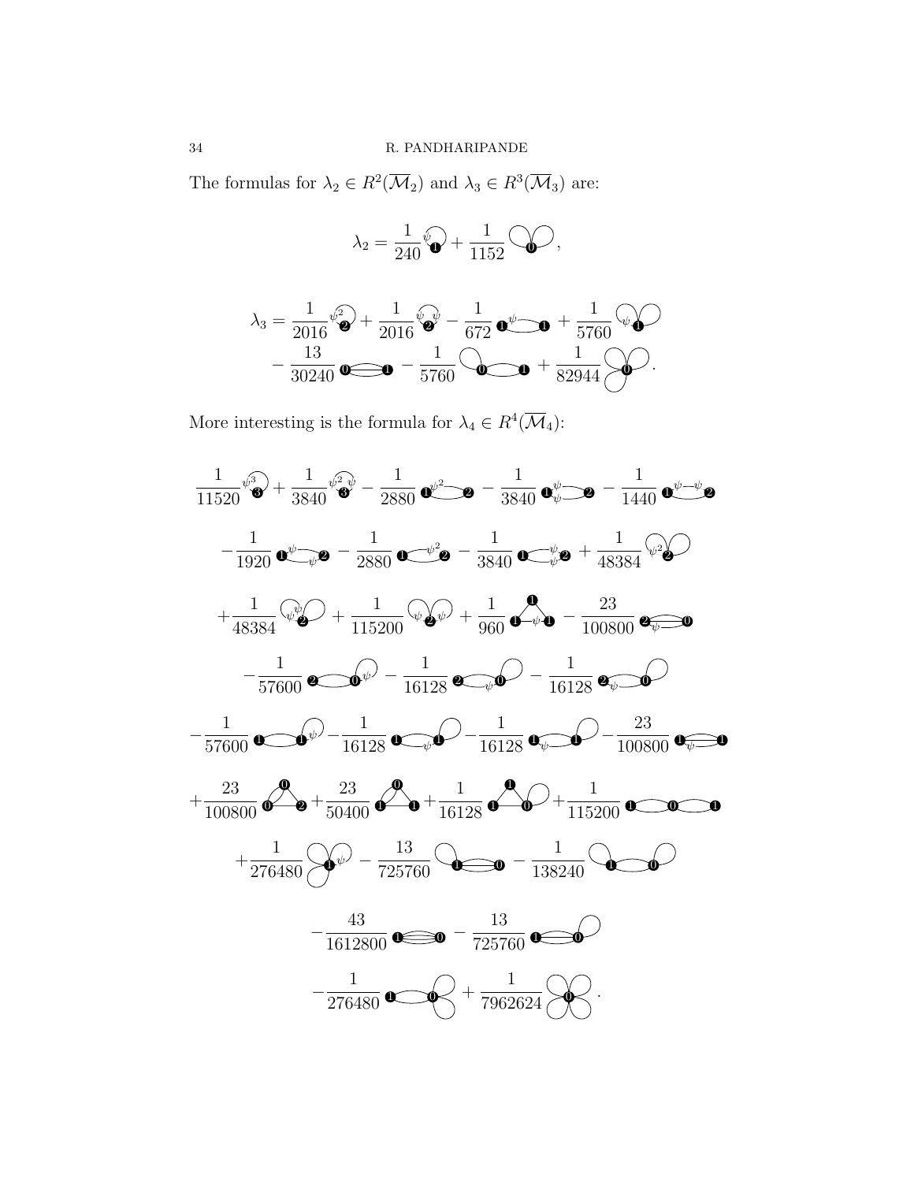The formulas for $\lambda_2 \in R^2(\overline{\mathcal{M}}_2)$ and $\lambda_3 \in R^3(\overline{\mathcal{M}}_3)$ are:

$$\lambda_2 = \frac{1}{240} [\text{graph}] + \frac{1}{1152} [\text{graph}],$$

$$\lambda_3 = \frac{1}{2016} [\text{graph}] + \frac{1}{2016} [\text{graph}] - \frac{1}{672} [\text{graph}] + \frac{1}{5760} [\text{graph}]$$
$$- \frac{13}{30240} [\text{graph}] - \frac{1}{5760} [\text{graph}] + \frac{1}{82944} [\text{graph}].$$

More interesting is the formula for $\lambda_4 \in R^4(\overline{\mathcal{M}}_4)$:

$$\frac{1}{11520} [\text{graph}] + \frac{1}{3840} [\text{graph}] - \frac{1}{2880} [\text{graph}] - \frac{1}{3840} [\text{graph}] - \frac{1}{1440} [\text{graph}]$$

$$- \frac{1}{1920} [\text{graph}] - \frac{1}{2880} [\text{graph}] - \frac{1}{3840} [\text{graph}] + \frac{1}{48384} [\text{graph}]$$

$$+ \frac{1}{48384} [\text{graph}] + \frac{1}{115200} [\text{graph}] + \frac{1}{960} [\text{graph}] - \frac{23}{100800} [\text{graph}]$$

$$- \frac{1}{57600} [\text{graph}] - \frac{1}{16128} [\text{graph}] - \frac{1}{16128} [\text{graph}]$$

$$- \frac{1}{57600} [\text{graph}] - \frac{1}{16128} [\text{graph}] - \frac{1}{16128} [\text{graph}] - \frac{23}{100800} [\text{graph}]$$

$$+ \frac{23}{100800} [\text{graph}] + \frac{23}{50400} [\text{graph}] + \frac{1}{16128} [\text{graph}] + \frac{1}{115200} [\text{graph}]$$

$$+ \frac{1}{276480} [\text{graph}] - \frac{13}{725760} [\text{graph}] - \frac{1}{138240} [\text{graph}]$$

$$- \frac{43}{1612800} [\text{graph}] - \frac{13}{725760} [\text{graph}]$$

$$- \frac{1}{276480} [\text{graph}] + \frac{1}{7962624} [\text{graph}].$$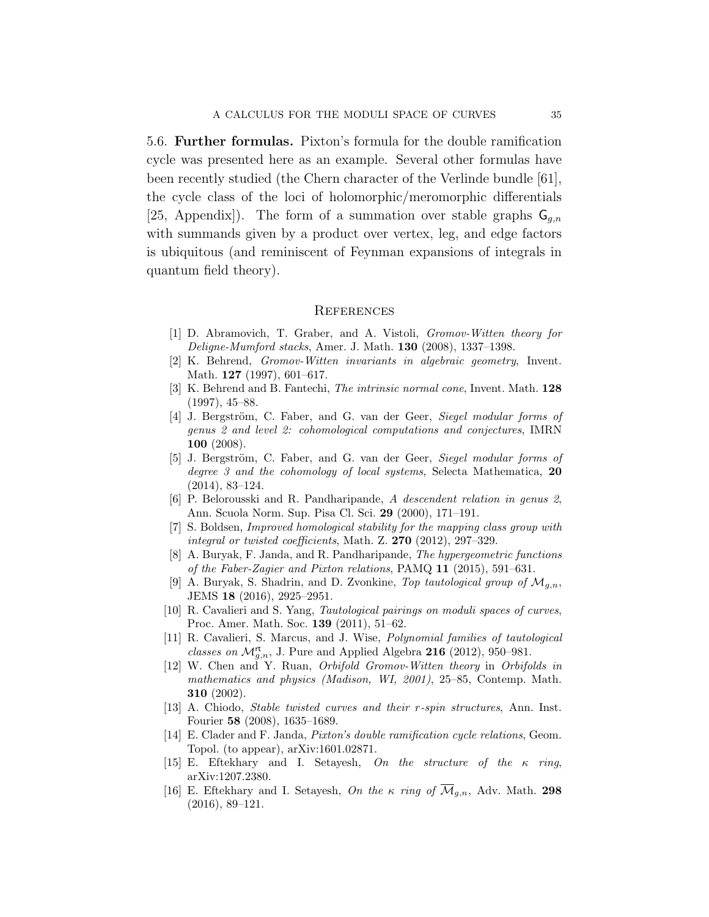5.6. **Further formulas.** Pixton's formula for the double ramification cycle was presented here as an example. Several other formulas have been recently studied (the Chern character of the Verlinde bundle [61], the cycle class of the loci of holomorphic/meromorphic differentials [25, Appendix]). The form of a summation over stable graphs $\mathsf{G}_{g,n}$ with summands given by a product over vertex, leg, and edge factors is ubiquitous (and reminiscent of Feynman expansions of integrals in quantum field theory).

## References

[1] D. Abramovich, T. Graber, and A. Vistoli, *Gromov-Witten theory for Deligne-Mumford stacks*, Amer. J. Math. **130** (2008), 1337–1398.

[2] K. Behrend, *Gromov-Witten invariants in algebraic geometry*, Invent. Math. **127** (1997), 601–617.

[3] K. Behrend and B. Fantechi, *The intrinsic normal cone*, Invent. Math. **128** (1997), 45–88.

[4] J. Bergström, C. Faber, and G. van der Geer, *Siegel modular forms of genus 2 and level 2: cohomological computations and conjectures*, IMRN **100** (2008).

[5] J. Bergström, C. Faber, and G. van der Geer, *Siegel modular forms of degree 3 and the cohomology of local systems*, Selecta Mathematica, **20** (2014), 83–124.

[6] P. Belorousski and R. Pandharipande, *A descendent relation in genus 2*, Ann. Scuola Norm. Sup. Pisa Cl. Sci. **29** (2000), 171–191.

[7] S. Boldsen, *Improved homological stability for the mapping class group with integral or twisted coefficients*, Math. Z. **270** (2012), 297–329.

[8] A. Buryak, F. Janda, and R. Pandharipande, *The hypergeometric functions of the Faber-Zagier and Pixton relations*, PAMQ **11** (2015), 591–631.

[9] A. Buryak, S. Shadrin, and D. Zvonkine, *Top tautological group of $\mathcal{M}_{g,n}$*, JEMS **18** (2016), 2925–2951.

[10] R. Cavalieri and S. Yang, *Tautological pairings on moduli spaces of curves*, Proc. Amer. Math. Soc. **139** (2011), 51–62.

[11] R. Cavalieri, S. Marcus, and J. Wise, *Polynomial families of tautological classes on $\mathcal{M}^{\mathrm{rt}}_{g,n}$*, J. Pure and Applied Algebra **216** (2012), 950–981.

[12] W. Chen and Y. Ruan, *Orbifold Gromov-Witten theory* in *Orbifolds in mathematics and physics (Madison, WI, 2001)*, 25–85, Contemp. Math. **310** (2002).

[13] A. Chiodo, *Stable twisted curves and their r-spin structures*, Ann. Inst. Fourier **58** (2008), 1635–1689.

[14] E. Clader and F. Janda, *Pixton's double ramification cycle relations*, Geom. Topol. (to appear), arXiv:1601.02871.

[15] E. Eftekhary and I. Setayesh, *On the structure of the $\kappa$ ring*, arXiv:1207.2380.

[16] E. Eftekhary and I. Setayesh, *On the $\kappa$ ring of $\overline{\mathcal{M}}_{g,n}$*, Adv. Math. **298** (2016), 89–121.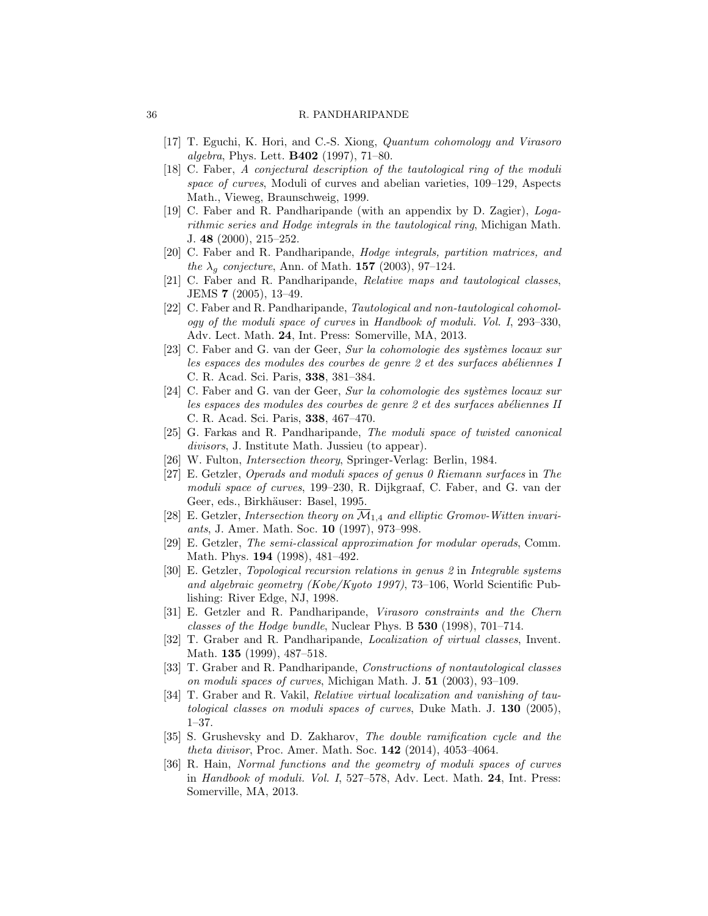[17] T. Eguchi, K. Hori, and C.-S. Xiong, *Quantum cohomology and Virasoro algebra*, Phys. Lett. **B402** (1997), 71–80.

[18] C. Faber, *A conjectural description of the tautological ring of the moduli space of curves*, Moduli of curves and abelian varieties, 109–129, Aspects Math., Vieweg, Braunschweig, 1999.

[19] C. Faber and R. Pandharipande (with an appendix by D. Zagier), *Logarithmic series and Hodge integrals in the tautological ring*, Michigan Math. J. **48** (2000), 215–252.

[20] C. Faber and R. Pandharipande, *Hodge integrals, partition matrices, and the $\lambda_g$ conjecture*, Ann. of Math. **157** (2003), 97–124.

[21] C. Faber and R. Pandharipande, *Relative maps and tautological classes*, JEMS **7** (2005), 13–49.

[22] C. Faber and R. Pandharipande, *Tautological and non-tautological cohomology of the moduli space of curves* in *Handbook of moduli. Vol. I*, 293–330, Adv. Lect. Math. **24**, Int. Press: Somerville, MA, 2013.

[23] C. Faber and G. van der Geer, *Sur la cohomologie des systèmes locaux sur les espaces des modules des courbes de genre 2 et des surfaces abéliennes I* C. R. Acad. Sci. Paris, **338**, 381–384.

[24] C. Faber and G. van der Geer, *Sur la cohomologie des systèmes locaux sur les espaces des modules des courbes de genre 2 et des surfaces abéliennes II* C. R. Acad. Sci. Paris, **338**, 467–470.

[25] G. Farkas and R. Pandharipande, *The moduli space of twisted canonical divisors*, J. Institute Math. Jussieu (to appear).

[26] W. Fulton, *Intersection theory*, Springer-Verlag: Berlin, 1984.

[27] E. Getzler, *Operads and moduli spaces of genus 0 Riemann surfaces* in *The moduli space of curves*, 199–230, R. Dijkgraaf, C. Faber, and G. van der Geer, eds., Birkhäuser: Basel, 1995.

[28] E. Getzler, *Intersection theory on $\overline{\mathcal{M}}_{1,4}$ and elliptic Gromov-Witten invariants*, J. Amer. Math. Soc. **10** (1997), 973–998.

[29] E. Getzler, *The semi-classical approximation for modular operads*, Comm. Math. Phys. **194** (1998), 481–492.

[30] E. Getzler, *Topological recursion relations in genus 2* in *Integrable systems and algebraic geometry (Kobe/Kyoto 1997)*, 73–106, World Scientific Publishing: River Edge, NJ, 1998.

[31] E. Getzler and R. Pandharipande, *Virasoro constraints and the Chern classes of the Hodge bundle*, Nuclear Phys. B **530** (1998), 701–714.

[32] T. Graber and R. Pandharipande, *Localization of virtual classes*, Invent. Math. **135** (1999), 487–518.

[33] T. Graber and R. Pandharipande, *Constructions of nontautological classes on moduli spaces of curves*, Michigan Math. J. **51** (2003), 93–109.

[34] T. Graber and R. Vakil, *Relative virtual localization and vanishing of tautological classes on moduli spaces of curves*, Duke Math. J. **130** (2005), 1–37.

[35] S. Grushevsky and D. Zakharov, *The double ramification cycle and the theta divisor*, Proc. Amer. Math. Soc. **142** (2014), 4053–4064.

[36] R. Hain, *Normal functions and the geometry of moduli spaces of curves* in *Handbook of moduli. Vol. I*, 527–578, Adv. Lect. Math. **24**, Int. Press: Somerville, MA, 2013.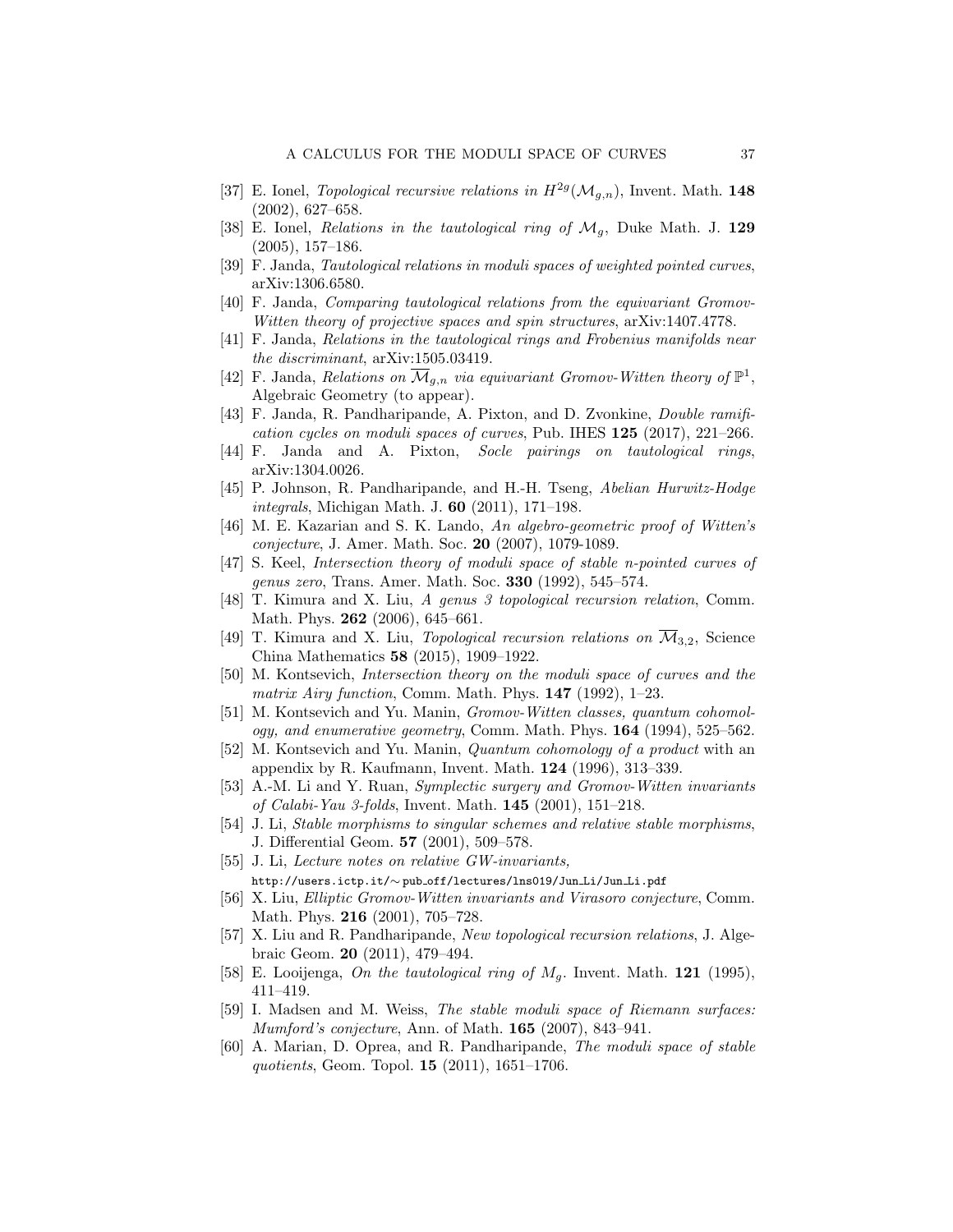[37] E. Ionel, *Topological recursive relations in $H^{2g}(\mathcal{M}_{g,n})$*, Invent. Math. **148** (2002), 627–658.

[38] E. Ionel, *Relations in the tautological ring of $\mathcal{M}_g$*, Duke Math. J. **129** (2005), 157–186.

[39] F. Janda, *Tautological relations in moduli spaces of weighted pointed curves*, arXiv:1306.6580.

[40] F. Janda, *Comparing tautological relations from the equivariant Gromov-Witten theory of projective spaces and spin structures*, arXiv:1407.4778.

[41] F. Janda, *Relations in the tautological rings and Frobenius manifolds near the discriminant*, arXiv:1505.03419.

[42] F. Janda, *Relations on $\overline{\mathcal{M}}_{g,n}$ via equivariant Gromov-Witten theory of $\mathbb{P}^1$*, Algebraic Geometry (to appear).

[43] F. Janda, R. Pandharipande, A. Pixton, and D. Zvonkine, *Double ramification cycles on moduli spaces of curves*, Pub. IHES **125** (2017), 221–266.

[44] F. Janda and A. Pixton, *Socle pairings on tautological rings*, arXiv:1304.0026.

[45] P. Johnson, R. Pandharipande, and H.-H. Tseng, *Abelian Hurwitz-Hodge integrals*, Michigan Math. J. **60** (2011), 171–198.

[46] M. E. Kazarian and S. K. Lando, *An algebro-geometric proof of Witten's conjecture*, J. Amer. Math. Soc. **20** (2007), 1079-1089.

[47] S. Keel, *Intersection theory of moduli space of stable n-pointed curves of genus zero*, Trans. Amer. Math. Soc. **330** (1992), 545–574.

[48] T. Kimura and X. Liu, *A genus 3 topological recursion relation*, Comm. Math. Phys. **262** (2006), 645–661.

[49] T. Kimura and X. Liu, *Topological recursion relations on $\overline{\mathcal{M}}_{3,2}$*, Science China Mathematics **58** (2015), 1909–1922.

[50] M. Kontsevich, *Intersection theory on the moduli space of curves and the matrix Airy function*, Comm. Math. Phys. **147** (1992), 1–23.

[51] M. Kontsevich and Yu. Manin, *Gromov-Witten classes, quantum cohomology, and enumerative geometry*, Comm. Math. Phys. **164** (1994), 525–562.

[52] M. Kontsevich and Yu. Manin, *Quantum cohomology of a product* with an appendix by R. Kaufmann, Invent. Math. **124** (1996), 313–339.

[53] A.-M. Li and Y. Ruan, *Symplectic surgery and Gromov-Witten invariants of Calabi-Yau 3-folds*, Invent. Math. **145** (2001), 151–218.

[54] J. Li, *Stable morphisms to singular schemes and relative stable morphisms*, J. Differential Geom. **57** (2001), 509–578.

[55] J. Li, *Lecture notes on relative GW-invariants,* http://users.ictp.it/~pub_off/lectures/lns019/Jun_Li/Jun_Li.pdf

[56] X. Liu, *Elliptic Gromov-Witten invariants and Virasoro conjecture*, Comm. Math. Phys. **216** (2001), 705–728.

[57] X. Liu and R. Pandharipande, *New topological recursion relations*, J. Algebraic Geom. **20** (2011), 479–494.

[58] E. Looijenga, *On the tautological ring of $M_g$*. Invent. Math. **121** (1995), 411–419.

[59] I. Madsen and M. Weiss, *The stable moduli space of Riemann surfaces: Mumford's conjecture*, Ann. of Math. **165** (2007), 843–941.

[60] A. Marian, D. Oprea, and R. Pandharipande, *The moduli space of stable quotients*, Geom. Topol. **15** (2011), 1651–1706.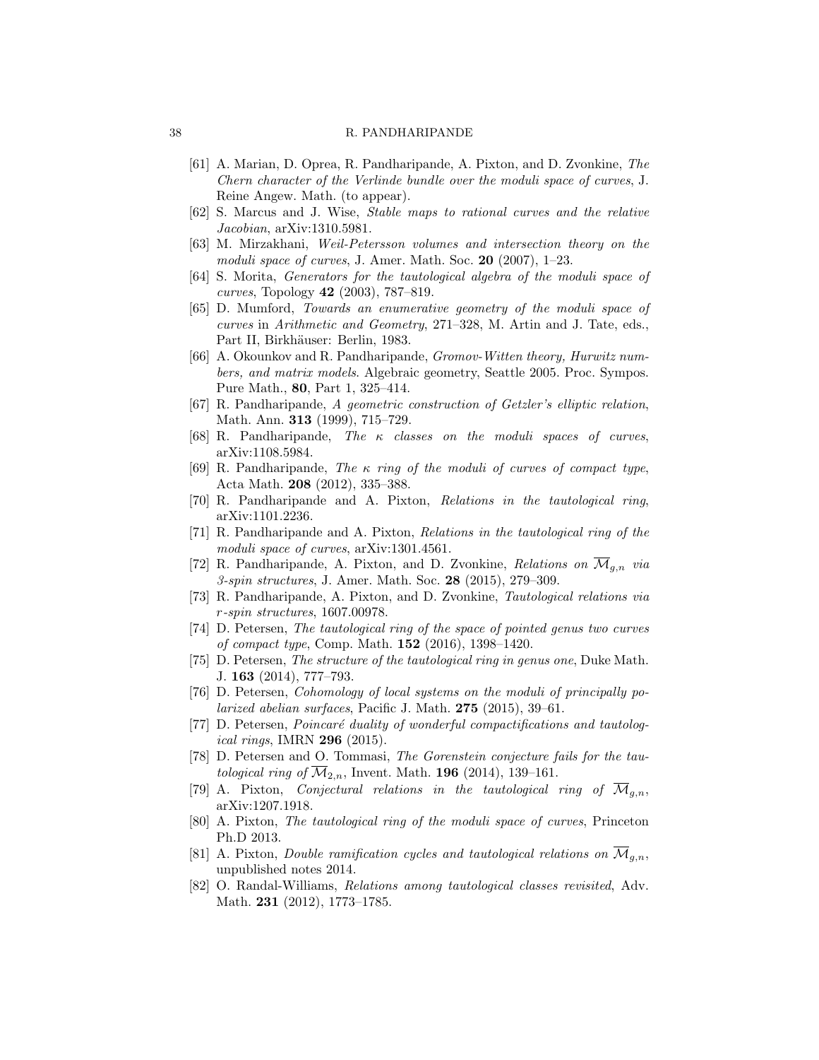[61] A. Marian, D. Oprea, R. Pandharipande, A. Pixton, and D. Zvonkine, *The Chern character of the Verlinde bundle over the moduli space of curves*, J. Reine Angew. Math. (to appear).

[62] S. Marcus and J. Wise, *Stable maps to rational curves and the relative Jacobian*, arXiv:1310.5981.

[63] M. Mirzakhani, *Weil-Petersson volumes and intersection theory on the moduli space of curves*, J. Amer. Math. Soc. **20** (2007), 1–23.

[64] S. Morita, *Generators for the tautological algebra of the moduli space of curves*, Topology **42** (2003), 787–819.

[65] D. Mumford, *Towards an enumerative geometry of the moduli space of curves* in *Arithmetic and Geometry*, 271–328, M. Artin and J. Tate, eds., Part II, Birkhäuser: Berlin, 1983.

[66] A. Okounkov and R. Pandharipande, *Gromov-Witten theory, Hurwitz numbers, and matrix models*. Algebraic geometry, Seattle 2005. Proc. Sympos. Pure Math., **80**, Part 1, 325–414.

[67] R. Pandharipande, *A geometric construction of Getzler's elliptic relation*, Math. Ann. **313** (1999), 715–729.

[68] R. Pandharipande, *The $\kappa$ classes on the moduli spaces of curves*, arXiv:1108.5984.

[69] R. Pandharipande, *The $\kappa$ ring of the moduli of curves of compact type*, Acta Math. **208** (2012), 335–388.

[70] R. Pandharipande and A. Pixton, *Relations in the tautological ring*, arXiv:1101.2236.

[71] R. Pandharipande and A. Pixton, *Relations in the tautological ring of the moduli space of curves*, arXiv:1301.4561.

[72] R. Pandharipande, A. Pixton, and D. Zvonkine, *Relations on $\overline{\mathcal{M}}_{g,n}$ via 3-spin structures*, J. Amer. Math. Soc. **28** (2015), 279–309.

[73] R. Pandharipande, A. Pixton, and D. Zvonkine, *Tautological relations via r-spin structures*, 1607.00978.

[74] D. Petersen, *The tautological ring of the space of pointed genus two curves of compact type*, Comp. Math. **152** (2016), 1398–1420.

[75] D. Petersen, *The structure of the tautological ring in genus one*, Duke Math. J. **163** (2014), 777–793.

[76] D. Petersen, *Cohomology of local systems on the moduli of principally polarized abelian surfaces*, Pacific J. Math. **275** (2015), 39–61.

[77] D. Petersen, *Poincaré duality of wonderful compactifications and tautological rings*, IMRN **296** (2015).

[78] D. Petersen and O. Tommasi, *The Gorenstein conjecture fails for the tautological ring of $\overline{\mathcal{M}}_{2,n}$*, Invent. Math. **196** (2014), 139–161.

[79] A. Pixton, *Conjectural relations in the tautological ring of $\overline{\mathcal{M}}_{g,n}$*, arXiv:1207.1918.

[80] A. Pixton, *The tautological ring of the moduli space of curves*, Princeton Ph.D 2013.

[81] A. Pixton, *Double ramification cycles and tautological relations on $\overline{\mathcal{M}}_{g,n}$*, unpublished notes 2014.

[82] O. Randal-Williams, *Relations among tautological classes revisited*, Adv. Math. **231** (2012), 1773–1785.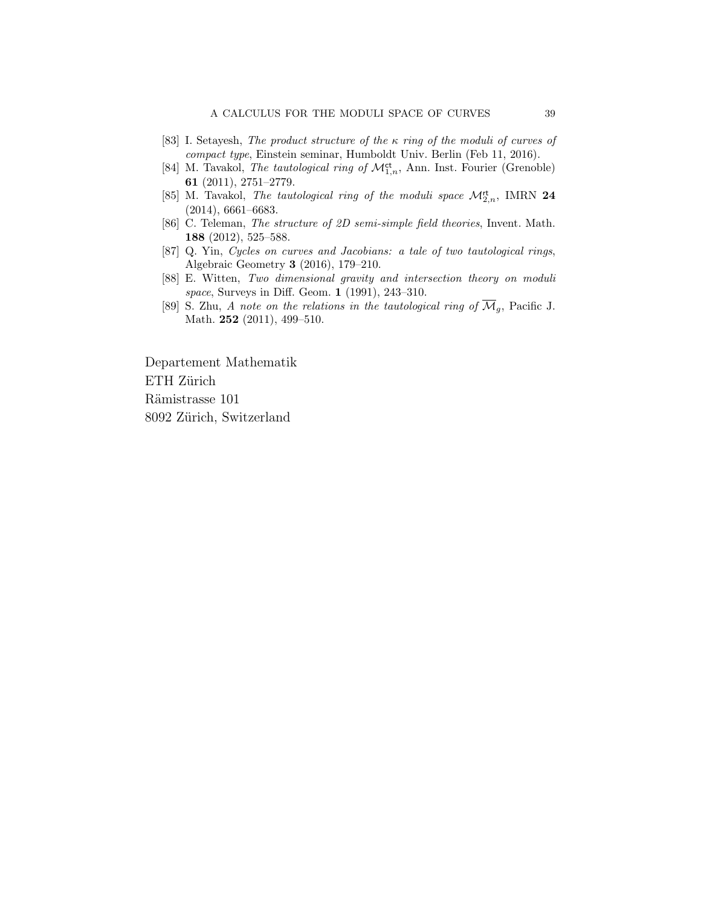[83] I. Setayesh, *The product structure of the $\kappa$ ring of the moduli of curves of compact type*, Einstein seminar, Humboldt Univ. Berlin (Feb 11, 2016).

[84] M. Tavakol, *The tautological ring of $\mathcal{M}^{\mathsf{ct}}_{1,n}$*, Ann. Inst. Fourier (Grenoble) **61** (2011), 2751–2779.

[85] M. Tavakol, *The tautological ring of the moduli space $\mathcal{M}^{\mathsf{rt}}_{2,n}$*, IMRN **24** (2014), 6661–6683.

[86] C. Teleman, *The structure of 2D semi-simple field theories*, Invent. Math. **188** (2012), 525–588.

[87] Q. Yin, *Cycles on curves and Jacobians: a tale of two tautological rings*, Algebraic Geometry **3** (2016), 179–210.

[88] E. Witten, *Two dimensional gravity and intersection theory on moduli space*, Surveys in Diff. Geom. **1** (1991), 243–310.

[89] S. Zhu, *A note on the relations in the tautological ring of $\overline{\mathcal{M}}_g$*, Pacific J. Math. **252** (2011), 499–510.

Departement Mathematik
ETH Zürich
Rämistrasse 101
8092 Zürich, Switzerland